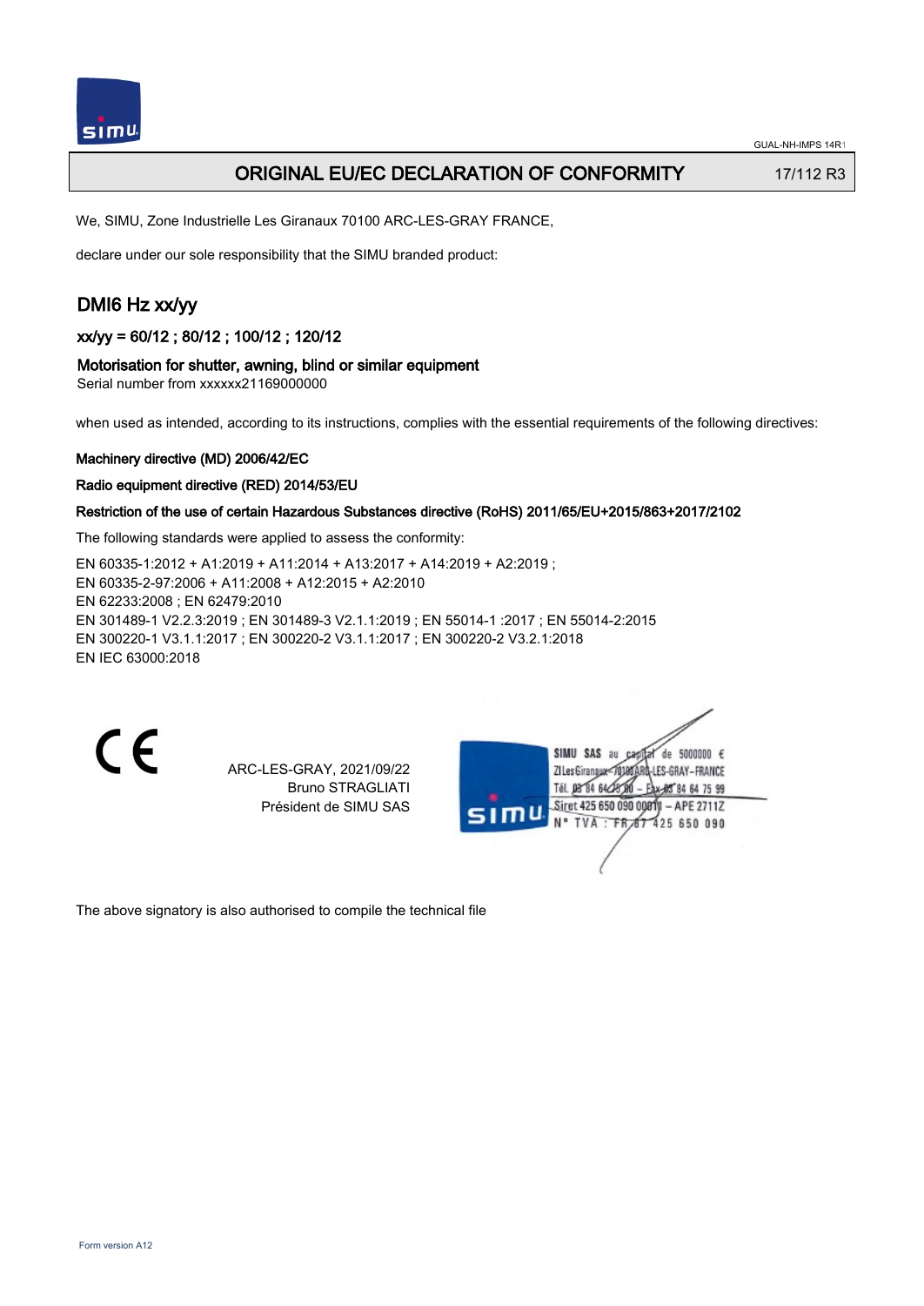# ORIGINAL EU/EC DECLARATION OF CONFORMITY

17/112 R3

We, SIMU, Zone Industrielle Les Giranaux 70100 ARC-LES-GRAY FRANCE,

declare under our sole responsibility that the SIMU branded product:

## DMI6 Hz xx/yy

### xx/yy = 60/12 ; 80/12 ; 100/12 ; 120/12

### Motorisation for shutter, awning, blind or similar equipment

Serial number from xxxxxx21169000000

when used as intended, according to its instructions, complies with the essential requirements of the following directives:

**Machinery directive (MD) 2006/42/EC**

**Radio equipment directive (RED) 2014/53/EU**

**Restriction of the use of certain Hazardous Substances directive (RoHS) 2011/65/EU+2015/863+2017/2102**

The following standards were applied to assess the conformity:

EN 60335-1:2012 + A1:2019 + A11:2014 + A13:2017 + A14:2019 + A2:2019 ;
EN 60335-2-97:2006 + A11:2008 + A12:2015 + A2:2010
EN 62233:2008 ; EN 62479:2010
EN 301489-1 V2.2.3:2019 ; EN 301489-3 V2.1.1:2019 ; EN 55014-1 :2017 ; EN 55014-2:2015
EN 300220-1 V3.1.1:2017 ; EN 300220-2 V3.1.1:2017 ; EN 300220-2 V3.2.1:2018
EN IEC 63000:2018

ARC-LES-GRAY, 2021/09/22
Bruno STRAGLIATI
Président de SIMU SAS

SIMU SAS au capital de 5000000 €
ZI Les Giranaux 70100 ARC-LES-GRAY-FRANCE
Tél. 03 84 64 75 00 – Fax 03 84 64 75 99
Siret 425 650 090 00011 – APE 2711Z
N° TVA : FR 67 425 650 090

The above signatory is also authorised to compile the technical file

Form version A12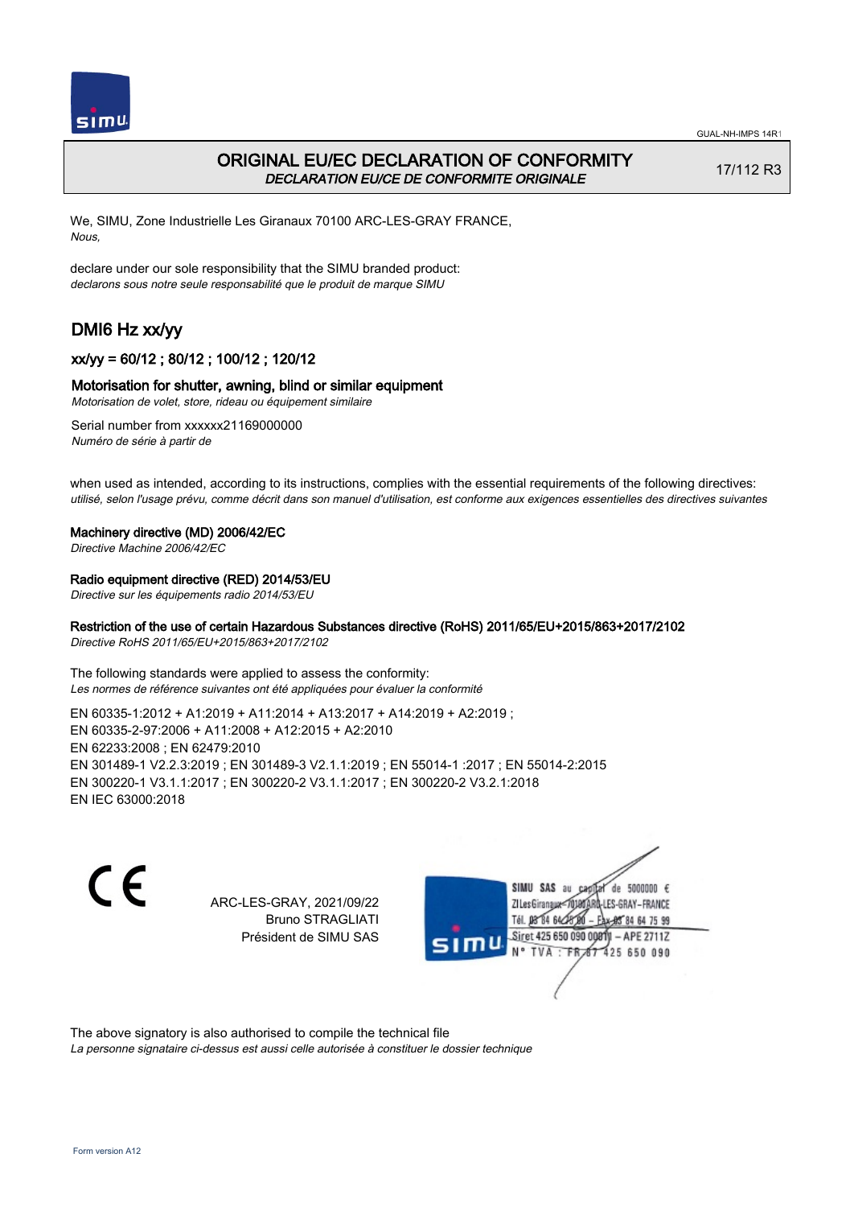# ORIGINAL EU/EC DECLARATION OF CONFORMITY

*DECLARATION EU/CE DE CONFORMITE ORIGINALE*

17/112 R3

We, SIMU, Zone Industrielle Les Giranaux 70100 ARC-LES-GRAY FRANCE,
*Nous,*

declare under our sole responsibility that the SIMU branded product:
*declarons sous notre seule responsabilité que le produit de marque SIMU*

## DMI6 Hz xx/yy

### xx/yy = 60/12 ; 80/12 ; 100/12 ; 120/12

### Motorisation for shutter, awning, blind or similar equipment

*Motorisation de volet, store, rideau ou équipement similaire*

Serial number from xxxxxx21169000000
*Numéro de série à partir de*

when used as intended, according to its instructions, complies with the essential requirements of the following directives:
*utilisé, selon l'usage prévu, comme décrit dans son manuel d'utilisation, est conforme aux exigences essentielles des directives suivantes*

**Machinery directive (MD) 2006/42/EC**
*Directive Machine 2006/42/EC*

**Radio equipment directive (RED) 2014/53/EU**
*Directive sur les équipements radio 2014/53/EU*

**Restriction of the use of certain Hazardous Substances directive (RoHS) 2011/65/EU+2015/863+2017/2102**
*Directive RoHS 2011/65/EU+2015/863+2017/2102*

The following standards were applied to assess the conformity:
*Les normes de référence suivantes ont été appliquées pour évaluer la conformité*

EN 60335-1:2012 + A1:2019 + A11:2014 + A13:2017 + A14:2019 + A2:2019 ;
EN 60335-2-97:2006 + A11:2008 + A12:2015 + A2:2010
EN 62233:2008 ; EN 62479:2010
EN 301489-1 V2.2.3:2019 ; EN 301489-3 V2.1.1:2019 ; EN 55014-1 :2017 ; EN 55014-2:2015
EN 300220-1 V3.1.1:2017 ; EN 300220-2 V3.1.1:2017 ; EN 300220-2 V3.2.1:2018
EN IEC 63000:2018

CE

ARC-LES-GRAY, 2021/09/22
Bruno STRAGLIATI
Président de SIMU SAS

SIMU SAS au capital de 5000000 €
ZI Les Giranaux 70100 ARC-LES-GRAY-FRANCE
Tél. 03 84 64 75 00 – Fax 03 84 64 75 99
Siret 425 650 090 00011 – APE 2711Z
N° TVA : FR 67 425 650 090

The above signatory is also authorised to compile the technical file
*La personne signataire ci-dessus est aussi celle autorisée à constituer le dossier technique*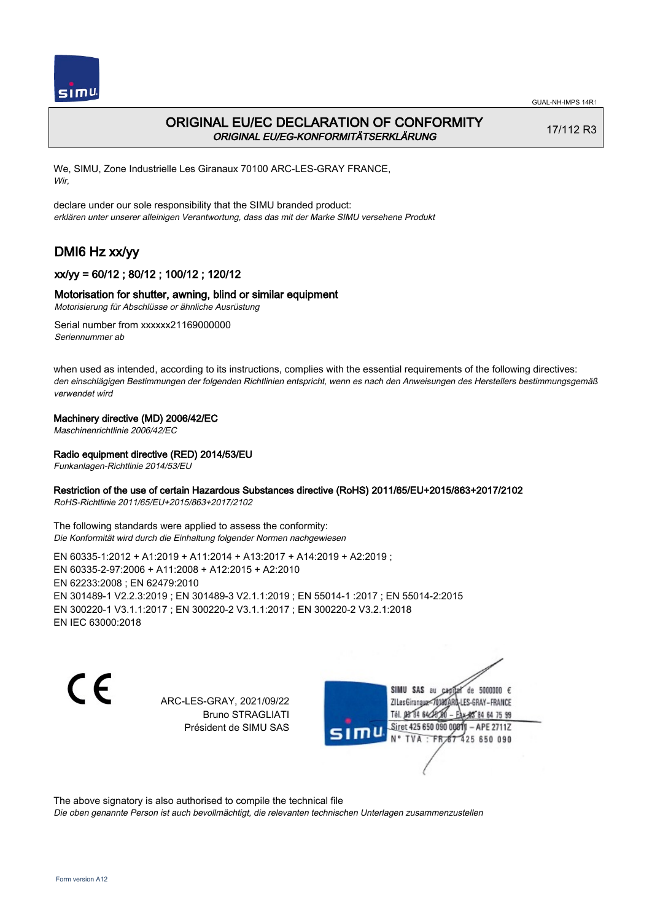# ORIGINAL EU/EC DECLARATION OF CONFORMITY

*ORIGINAL EU/EG-KONFORMITÄTSERKLÄRUNG*

17/112 R3

We, SIMU, Zone Industrielle Les Giranaux 70100 ARC-LES-GRAY FRANCE,
*Wir,*

declare under our sole responsibility that the SIMU branded product:
*erklären unter unserer alleinigen Verantwortung, dass das mit der Marke SIMU versehene Produkt*

## DMI6 Hz xx/yy

### xx/yy = 60/12 ; 80/12 ; 100/12 ; 120/12

### Motorisation for shutter, awning, blind or similar equipment

*Motorisierung für Abschlüsse or ähnliche Ausrüstung*

Serial number from xxxxxx21169000000
*Seriennummer ab*

when used as intended, according to its instructions, complies with the essential requirements of the following directives:
*den einschlägigen Bestimmungen der folgenden Richtlinien entspricht, wenn es nach den Anweisungen des Herstellers bestimmungsgemäß verwendet wird*

**Machinery directive (MD) 2006/42/EC**
*Maschinenrichtlinie 2006/42/EC*

**Radio equipment directive (RED) 2014/53/EU**
*Funkanlagen-Richtlinie 2014/53/EU*

**Restriction of the use of certain Hazardous Substances directive (RoHS) 2011/65/EU+2015/863+2017/2102**
*RoHS-Richtlinie 2011/65/EU+2015/863+2017/2102*

The following standards were applied to assess the conformity:
*Die Konformität wird durch die Einhaltung folgender Normen nachgewiesen*

EN 60335-1:2012 + A1:2019 + A11:2014 + A13:2017 + A14:2019 + A2:2019 ;
EN 60335-2-97:2006 + A11:2008 + A12:2015 + A2:2010
EN 62233:2008 ; EN 62479:2010
EN 301489-1 V2.2.3:2019 ; EN 301489-3 V2.1.1:2019 ; EN 55014-1 :2017 ; EN 55014-2:2015
EN 300220-1 V3.1.1:2017 ; EN 300220-2 V3.1.1:2017 ; EN 300220-2 V3.2.1:2018
EN IEC 63000:2018

ARC-LES-GRAY, 2021/09/22
Bruno STRAGLIATI
Président de SIMU SAS

SIMU SAS au capital de 5000000 €
ZI Les Giranaux 70100 ARC-LES-GRAY-FRANCE
Tél. 03 84 64 75 00 – Fax 03 84 64 75 99
Siret 425 650 090 00011 – APE 2711Z
N° TVA : FR 87 425 650 090

The above signatory is also authorised to compile the technical file
*Die oben genannte Person ist auch bevollmächtigt, die relevanten technischen Unterlagen zusammenzustellen*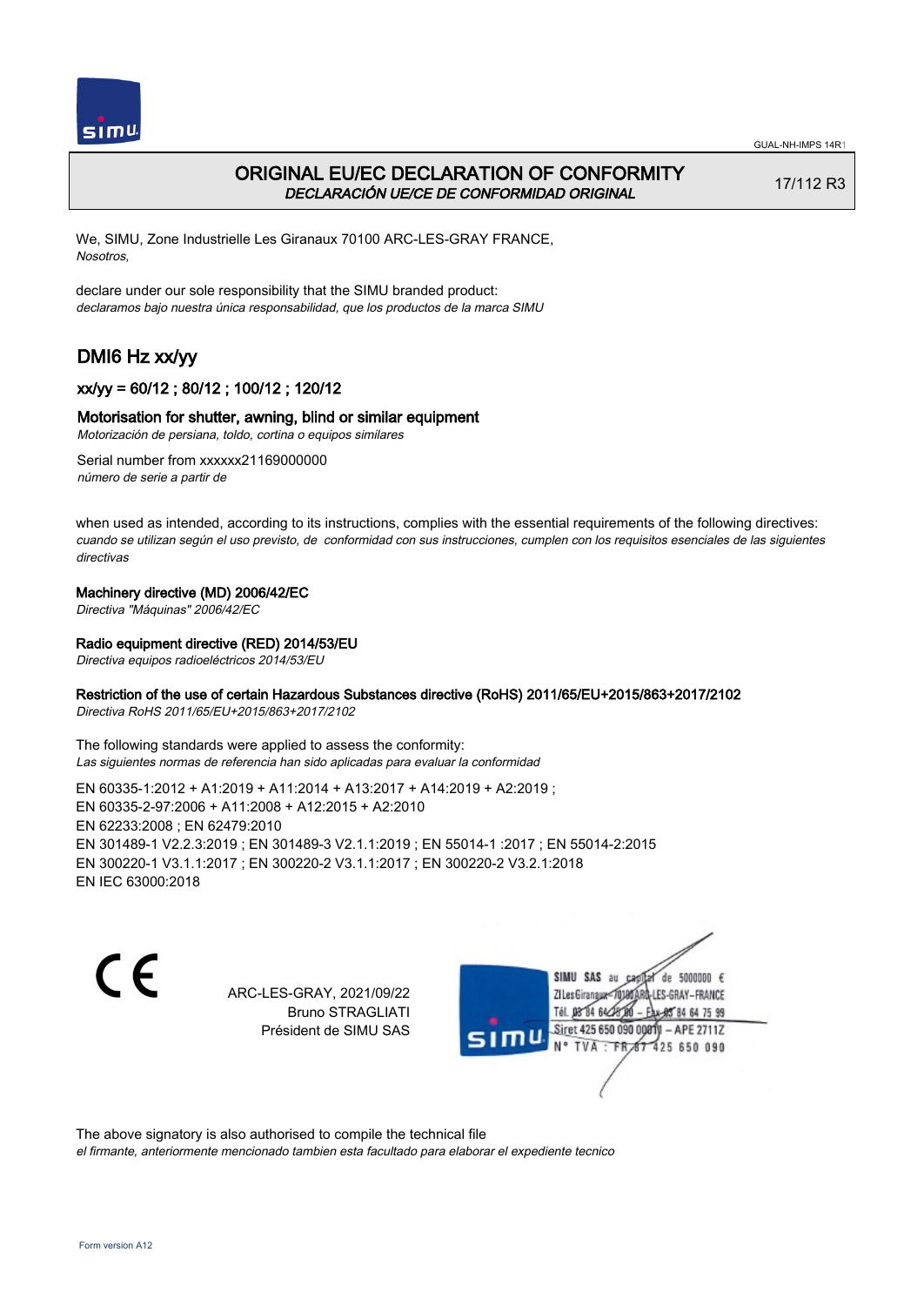GUAL-NH-IMPS 14R1

# ORIGINAL EU/EC DECLARATION OF CONFORMITY

*DECLARACIÓN UE/CE DE CONFORMIDAD ORIGINAL*

17/112 R3

We, SIMU, Zone Industrielle Les Giranaux 70100 ARC-LES-GRAY FRANCE,
*Nosotros,*

declare under our sole responsibility that the SIMU branded product:
*declaramos bajo nuestra única responsabilidad, que los productos de la marca SIMU*

## DMI6 Hz xx/yy

### xx/yy = 60/12 ; 80/12 ; 100/12 ; 120/12

### Motorisation for shutter, awning, blind or similar equipment

*Motorización de persiana, toldo, cortina o equipos similares*

Serial number from xxxxxx21169000000
*número de serie a partir de*

when used as intended, according to its instructions, complies with the essential requirements of the following directives:
*cuando se utilizan según el uso previsto, de conformidad con sus instrucciones, cumplen con los requisitos esenciales de las siguientes directivas*

**Machinery directive (MD) 2006/42/EC**
*Directiva "Máquinas" 2006/42/EC*

**Radio equipment directive (RED) 2014/53/EU**
*Directiva equipos radioeléctricos 2014/53/EU*

**Restriction of the use of certain Hazardous Substances directive (RoHS) 2011/65/EU+2015/863+2017/2102**
*Directiva RoHS 2011/65/EU+2015/863+2017/2102*

The following standards were applied to assess the conformity:
*Las siguientes normas de referencia han sido aplicadas para evaluar la conformidad*

EN 60335-1:2012 + A1:2019 + A11:2014 + A13:2017 + A14:2019 + A2:2019 ;
EN 60335-2-97:2006 + A11:2008 + A12:2015 + A2:2010
EN 62233:2008 ; EN 62479:2010
EN 301489-1 V2.2.3:2019 ; EN 301489-3 V2.1.1:2019 ; EN 55014-1 :2017 ; EN 55014-2:2015
EN 300220-1 V3.1.1:2017 ; EN 300220-2 V3.1.1:2017 ; EN 300220-2 V3.2.1:2018
EN IEC 63000:2018

CE

ARC-LES-GRAY, 2021/09/22
Bruno STRAGLIATI
Président de SIMU SAS

SIMU SAS au capital de 5000000 €
ZI Les Giranaux 70100 ARC-LES-GRAY-FRANCE
Tél. 03 84 64 75 00 – Fax 03 84 64 75 99
Siret 425 650 090 00011 – APE 2711Z
N° TVA : FR 87 425 650 090

The above signatory is also authorised to compile the technical file
*el firmante, anteriormente mencionado tambien esta facultado para elaborar el expediente tecnico*

Form version A12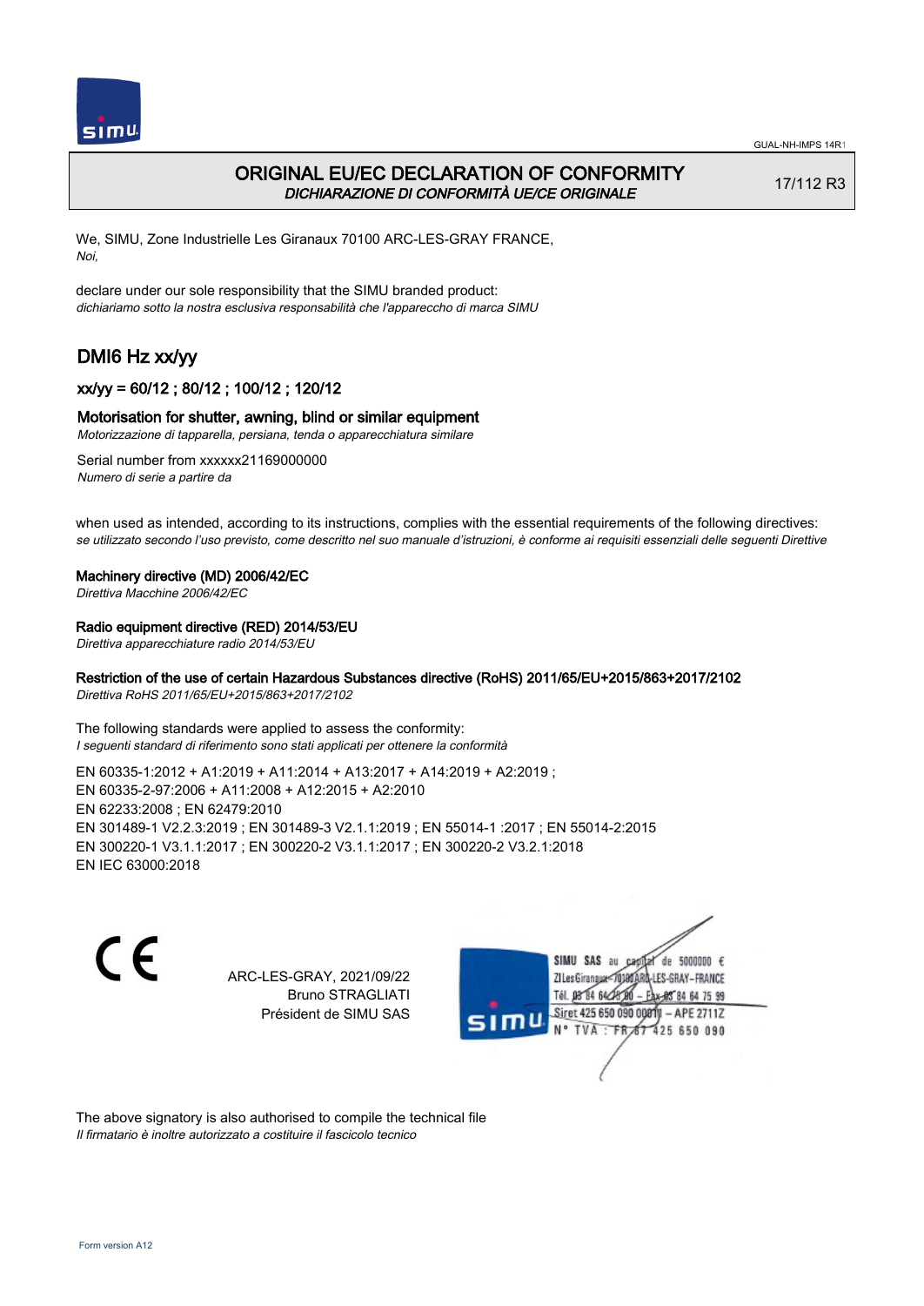GUAL-NH-IMPS 14R1

# ORIGINAL EU/EC DECLARATION OF CONFORMITY

*DICHIARAZIONE DI CONFORMITÀ UE/CE ORIGINALE*

17/112 R3

We, SIMU, Zone Industrielle Les Giranaux 70100 ARC-LES-GRAY FRANCE,
*Noi,*

declare under our sole responsibility that the SIMU branded product:
*dichiariamo sotto la nostra esclusiva responsabilità che l'apparecchio di marca SIMU*

## DMI6 Hz xx/yy

### xx/yy = 60/12 ; 80/12 ; 100/12 ; 120/12

### Motorisation for shutter, awning, blind or similar equipment

*Motorizzazione di tapparella, persiana, tenda o apparecchiatura similare*

Serial number from xxxxxx21169000000
*Numero di serie a partire da*

when used as intended, according to its instructions, complies with the essential requirements of the following directives:
*se utilizzato secondo l'uso previsto, come descritto nel suo manuale d'istruzioni, è conforme ai requisiti essenziali delle seguenti Direttive*

**Machinery directive (MD) 2006/42/EC**
*Direttiva Macchine 2006/42/EC*

**Radio equipment directive (RED) 2014/53/EU**
*Direttiva apparecchiature radio 2014/53/EU*

**Restriction of the use of certain Hazardous Substances directive (RoHS) 2011/65/EU+2015/863+2017/2102**
*Direttiva RoHS 2011/65/EU+2015/863+2017/2102*

The following standards were applied to assess the conformity:
*I seguenti standard di riferimento sono stati applicati per ottenere la conformità*

EN 60335-1:2012 + A1:2019 + A11:2014 + A13:2017 + A14:2019 + A2:2019 ;
EN 60335-2-97:2006 + A11:2008 + A12:2015 + A2:2010
EN 62233:2008 ; EN 62479:2010
EN 301489-1 V2.2.3:2019 ; EN 301489-3 V2.1.1:2019 ; EN 55014-1 :2017 ; EN 55014-2:2015
EN 300220-1 V3.1.1:2017 ; EN 300220-2 V3.1.1:2017 ; EN 300220-2 V3.2.1:2018
EN IEC 63000:2018

CE

ARC-LES-GRAY, 2021/09/22
Bruno STRAGLIATI
Président de SIMU SAS

SIMU SAS au capital de 5000000 €
ZI Les Giranaux 70100 ARC-LES-GRAY-FRANCE
Tél. 03 84 64 75 00 – Fax 03 84 64 75 99
Siret 425 650 090 00011 – APE 2711Z
N° TVA : FR 67 425 650 090

The above signatory is also authorised to compile the technical file
*Il firmatario è inoltre autorizzato a costituire il fascicolo tecnico*

Form version A12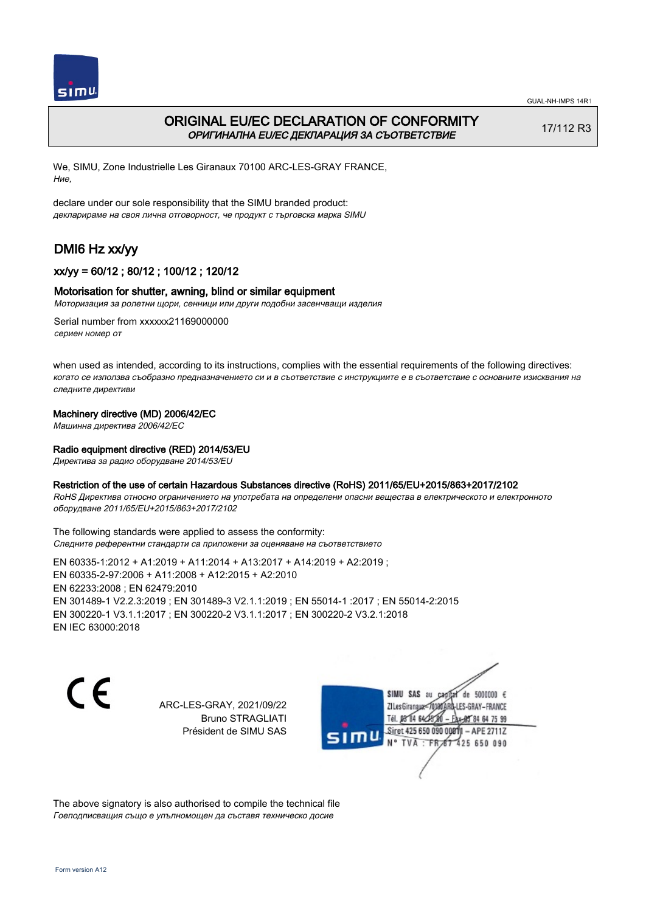GUAL-NH-IMPS 14R1

# ORIGINAL EU/EC DECLARATION OF CONFORMITY

*ОРИГИНАЛНА EU/EC ДЕКЛАРАЦИЯ ЗА СЪОТВЕТСТВИЕ*

17/112 R3

We, SIMU, Zone Industrielle Les Giranaux 70100 ARC-LES-GRAY FRANCE,
*Ние,*

declare under our sole responsibility that the SIMU branded product:
*декларираме на своя лична отговорност, че продукт с търговска марка SIMU*

## DMI6 Hz xx/yy

### xx/yy = 60/12 ; 80/12 ; 100/12 ; 120/12

### Motorisation for shutter, awning, blind or similar equipment

*Моторизация за ролетни щори, сенници или други подобни засенчващи изделия*

Serial number from xxxxxx21169000000
*сериен номер от*

when used as intended, according to its instructions, complies with the essential requirements of the following directives:
*когато се използва съобразно предназначението си и в съответствие с инструкциите е в съответствие с основните изисквания на следните директиви*

**Machinery directive (MD) 2006/42/EC**
*Машинна директива 2006/42/EC*

**Radio equipment directive (RED) 2014/53/EU**
*Директива за радио оборудване 2014/53/EU*

**Restriction of the use of certain Hazardous Substances directive (RoHS) 2011/65/EU+2015/863+2017/2102**
*RoHS Директива относно ограничението на употребата на определени опасни вещества в електрическото и електронното оборудване 2011/65/EU+2015/863+2017/2102*

The following standards were applied to assess the conformity:
*Следните референтни стандарти са приложени за оценяване на съответствието*

EN 60335-1:2012 + A1:2019 + A11:2014 + A13:2017 + A14:2019 + A2:2019 ;
EN 60335-2-97:2006 + A11:2008 + A12:2015 + A2:2010
EN 62233:2008 ; EN 62479:2010
EN 301489-1 V2.2.3:2019 ; EN 301489-3 V2.1.1:2019 ; EN 55014-1 :2017 ; EN 55014-2:2015
EN 300220-1 V3.1.1:2017 ; EN 300220-2 V3.1.1:2017 ; EN 300220-2 V3.2.1:2018
EN IEC 63000:2018

CE

ARC-LES-GRAY, 2021/09/22
Bruno STRAGLIATI
Président de SIMU SAS

SIMU SAS au capital de 5000000 €
ZI Les Giranaux 70100 ARC-LES-GRAY–FRANCE
Tél. 03 84 64 75 00 – Fax 03 84 64 75 99
Siret 425 650 090 00011 – APE 2711Z
N° TVA : FR 67 425 650 090

The above signatory is also authorised to compile the technical file
*Гоеподписващия също е упълномощен да съставя техническо досие*

Form version A12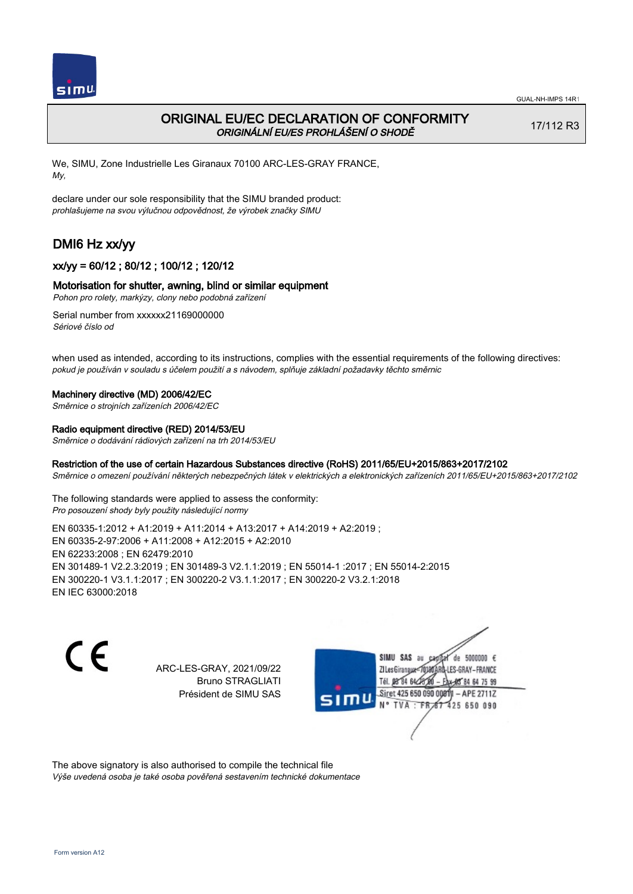# ORIGINAL EU/EC DECLARATION OF CONFORMITY
*ORIGINÁLNÍ EU/ES PROHLÁŠENÍ O SHODĚ*

17/112 R3

We, SIMU, Zone Industrielle Les Giranaux 70100 ARC-LES-GRAY FRANCE,
*My,*

declare under our sole responsibility that the SIMU branded product:
*prohlašujeme na svou výlučnou odpovědnost, že výrobek značky SIMU*

## DMI6 Hz xx/yy

### xx/yy = 60/12 ; 80/12 ; 100/12 ; 120/12

### Motorisation for shutter, awning, blind or similar equipment
*Pohon pro rolety, markýzy, clony nebo podobná zařízení*

Serial number from xxxxxx21169000000
*Sériové číslo od*

when used as intended, according to its instructions, complies with the essential requirements of the following directives:
*pokud je používán v souladu s účelem použití a s návodem, splňuje základní požadavky těchto směrnic*

**Machinery directive (MD) 2006/42/EC**
*Směrnice o strojních zařízeních 2006/42/EC*

**Radio equipment directive (RED) 2014/53/EU**
*Směrnice o dodávání rádiových zařízení na trh 2014/53/EU*

**Restriction of the use of certain Hazardous Substances directive (RoHS) 2011/65/EU+2015/863+2017/2102**
*Směrnice o omezení používání některých nebezpečných látek v elektrických a elektronických zařízeních 2011/65/EU+2015/863+2017/2102*

The following standards were applied to assess the conformity:
*Pro posouzení shody byly použity následující normy*

EN 60335-1:2012 + A1:2019 + A11:2014 + A13:2017 + A14:2019 + A2:2019 ;
EN 60335-2-97:2006 + A11:2008 + A12:2015 + A2:2010
EN 62233:2008 ; EN 62479:2010
EN 301489-1 V2.2.3:2019 ; EN 301489-3 V2.1.1:2019 ; EN 55014-1 :2017 ; EN 55014-2:2015
EN 300220-1 V3.1.1:2017 ; EN 300220-2 V3.1.1:2017 ; EN 300220-2 V3.2.1:2018
EN IEC 63000:2018

CE

ARC-LES-GRAY, 2021/09/22
Bruno STRAGLIATI
Président de SIMU SAS

SIMU SAS au capital de 5000000 €
ZI Les Giranaux 70100 ARC-LES-GRAY-FRANCE
Tél. 03 84 64 75 00 – Fax 03 84 64 75 99
Siret 425 650 090 00011 – APE 2711Z
N° TVA : FR 67 425 650 090

The above signatory is also authorised to compile the technical file
*Výše uvedená osoba je také osoba pověřená sestavením technické dokumentace*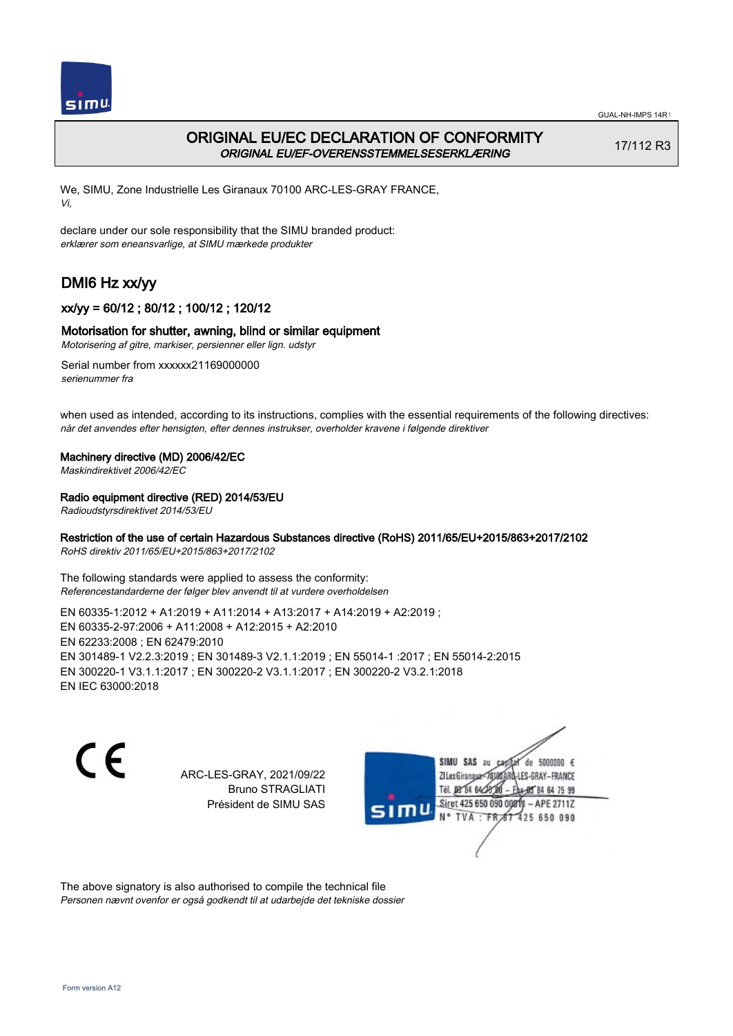# ORIGINAL EU/EC DECLARATION OF CONFORMITY

*ORIGINAL EU/EF-OVERENSSTEMMELSESERKLÆRING*

17/112 R3

We, SIMU, Zone Industrielle Les Giranaux 70100 ARC-LES-GRAY FRANCE,
*Vi,*

declare under our sole responsibility that the SIMU branded product:
*erklærer som eneansvarlige, at SIMU mærkede produkter*

## DMI6 Hz xx/yy

### xx/yy = 60/12 ; 80/12 ; 100/12 ; 120/12

### Motorisation for shutter, awning, blind or similar equipment

*Motorisering af gitre, markiser, persienner eller lign. udstyr*

Serial number from xxxxxx21169000000
*serienummer fra*

when used as intended, according to its instructions, complies with the essential requirements of the following directives:
*når det anvendes efter hensigten, efter dennes instrukser, overholder kravene i følgende direktiver*

**Machinery directive (MD) 2006/42/EC**
*Maskindirektivet 2006/42/EC*

**Radio equipment directive (RED) 2014/53/EU**
*Radioudstyrsdirektivet 2014/53/EU*

**Restriction of the use of certain Hazardous Substances directive (RoHS) 2011/65/EU+2015/863+2017/2102**
*RoHS direktiv 2011/65/EU+2015/863+2017/2102*

The following standards were applied to assess the conformity:
*Referencestandarderne der følger blev anvendt til at vurdere overholdelsen*

EN 60335-1:2012 + A1:2019 + A11:2014 + A13:2017 + A14:2019 + A2:2019 ;
EN 60335-2-97:2006 + A11:2008 + A12:2015 + A2:2010
EN 62233:2008 ; EN 62479:2010
EN 301489-1 V2.2.3:2019 ; EN 301489-3 V2.1.1:2019 ; EN 55014-1 :2017 ; EN 55014-2:2015
EN 300220-1 V3.1.1:2017 ; EN 300220-2 V3.1.1:2017 ; EN 300220-2 V3.2.1:2018
EN IEC 63000:2018

ARC-LES-GRAY, 2021/09/22
Bruno STRAGLIATI
Président de SIMU SAS

SIMU SAS au capital de 5000000 €
ZI Les Giranaux 70100 ARC-LES-GRAY-FRANCE
Tél. 03 84 64 75 00 – Fax 03 84 64 75 99
Siret 425 650 090 00011 – APE 2711Z
N° TVA : FR 67 425 650 090

The above signatory is also authorised to compile the technical file
*Personen nævnt ovenfor er også godkendt til at udarbejde det tekniske dossier*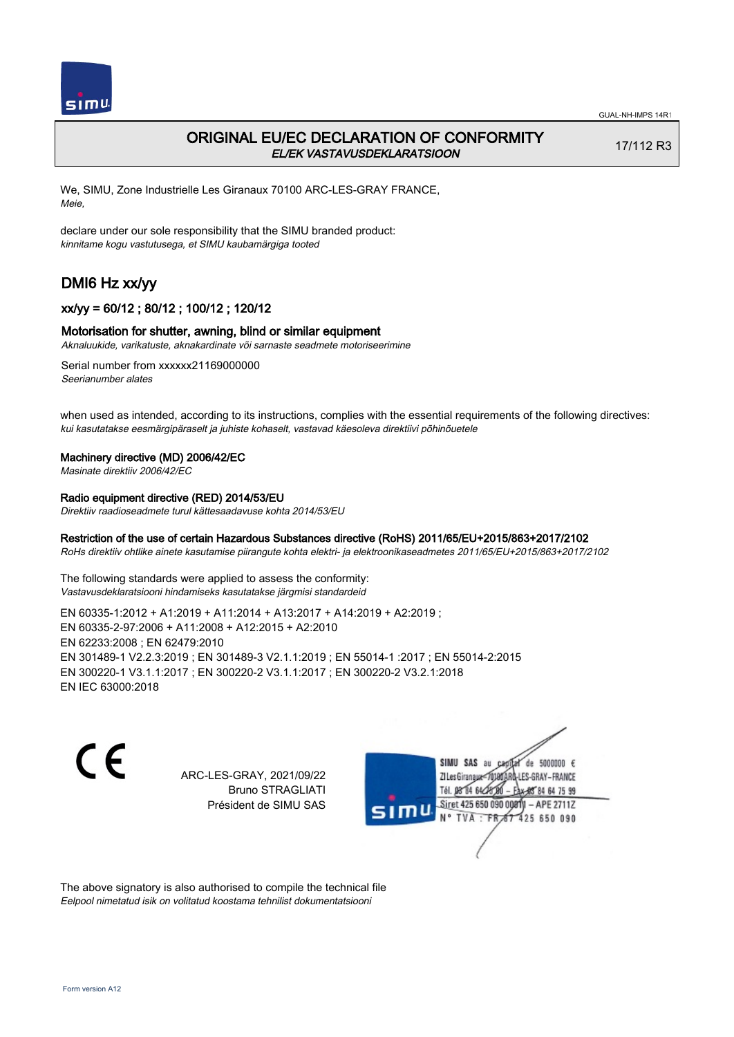GUAL-NH-IMPS 14R1

# ORIGINAL EU/EC DECLARATION OF CONFORMITY

*EL/EK VASTAVUSDEKLARATSIOON*

17/112 R3

We, SIMU, Zone Industrielle Les Giranaux 70100 ARC-LES-GRAY FRANCE,
*Meie,*

declare under our sole responsibility that the SIMU branded product:
*kinnitame kogu vastutusega, et SIMU kaubamärgiga tooted*

## DMI6 Hz xx/yy

### xx/yy = 60/12 ; 80/12 ; 100/12 ; 120/12

### Motorisation for shutter, awning, blind or similar equipment

*Aknaluukide, varikatuste, aknakardinate või sarnaste seadmete motoriseerimine*

Serial number from xxxxxx21169000000
*Seerianumber alates*

when used as intended, according to its instructions, complies with the essential requirements of the following directives:
*kui kasutatakse eesmärgipäraselt ja juhiste kohaselt, vastavad käesoleva direktiivi põhinõuetele*

**Machinery directive (MD) 2006/42/EC**
*Masinate direktiiv 2006/42/EC*

**Radio equipment directive (RED) 2014/53/EU**
*Direktiiv raadioseadmete turul kättesaadavuse kohta 2014/53/EU*

**Restriction of the use of certain Hazardous Substances directive (RoHS) 2011/65/EU+2015/863+2017/2102**
*RoHs direktiiv ohtlike ainete kasutamise piirangute kohta elektri- ja elektroonikaseadmetes 2011/65/EU+2015/863+2017/2102*

The following standards were applied to assess the conformity:
*Vastavusdeklaratsiooni hindamiseks kasutatakse järgmisi standardeid*

EN 60335-1:2012 + A1:2019 + A11:2014 + A13:2017 + A14:2019 + A2:2019 ;
EN 60335-2-97:2006 + A11:2008 + A12:2015 + A2:2010
EN 62233:2008 ; EN 62479:2010
EN 301489-1 V2.2.3:2019 ; EN 301489-3 V2.1.1:2019 ; EN 55014-1 :2017 ; EN 55014-2:2015
EN 300220-1 V3.1.1:2017 ; EN 300220-2 V3.1.1:2017 ; EN 300220-2 V3.2.1:2018
EN IEC 63000:2018

ARC-LES-GRAY, 2021/09/22
Bruno STRAGLIATI
Président de SIMU SAS

SIMU SAS au capital de 5000000 €
ZI Les Giranaux 70100 ARC-LES-GRAY-FRANCE
Tél. 03 84 64 75 00 – Fax 03 84 64 75 99
Siret 425 650 090 00011 – APE 2711Z
N° TVA : FR 67 425 650 090

The above signatory is also authorised to compile the technical file
*Eelpool nimetatud isik on volitatud koostama tehnilist dokumentatsiooni*

Form version A12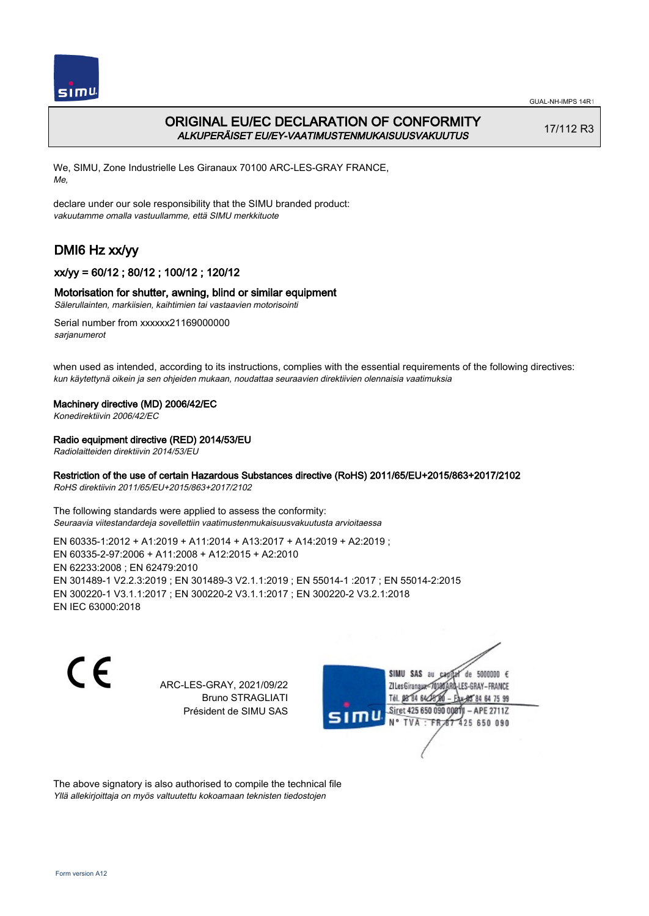# ORIGINAL EU/EC DECLARATION OF CONFORMITY

*ALKUPERÄISET EU/EY-VAATIMUSTENMUKAISUUSVAKUUTUS*

17/112 R3

We, SIMU, Zone Industrielle Les Giranaux 70100 ARC-LES-GRAY FRANCE,
*Me,*

declare under our sole responsibility that the SIMU branded product:
*vakuutamme omalla vastuullamme, että SIMU merkkituote*

## DMI6 Hz xx/yy

### xx/yy = 60/12 ; 80/12 ; 100/12 ; 120/12

### Motorisation for shutter, awning, blind or similar equipment

*Sälerullainten, markiisien, kaihtimien tai vastaavien motorisointi*

Serial number from xxxxxx21169000000
*sarjanumerot*

when used as intended, according to its instructions, complies with the essential requirements of the following directives:
*kun käytettynä oikein ja sen ohjeiden mukaan, noudattaa seuraavien direktiivien olennaisia vaatimuksia*

**Machinery directive (MD) 2006/42/EC**
*Konedirektiivin 2006/42/EC*

**Radio equipment directive (RED) 2014/53/EU**
*Radiolaitteiden direktiivin 2014/53/EU*

**Restriction of the use of certain Hazardous Substances directive (RoHS) 2011/65/EU+2015/863+2017/2102**
*RoHS direktiivin 2011/65/EU+2015/863+2017/2102*

The following standards were applied to assess the conformity:
*Seuraavia viitestandardeja sovellettiin vaatimustenmukaisuusvakuutusta arvioitaessa*

EN 60335-1:2012 + A1:2019 + A11:2014 + A13:2017 + A14:2019 + A2:2019 ;
EN 60335-2-97:2006 + A11:2008 + A12:2015 + A2:2010
EN 62233:2008 ; EN 62479:2010
EN 301489-1 V2.2.3:2019 ; EN 301489-3 V2.1.1:2019 ; EN 55014-1 :2017 ; EN 55014-2:2015
EN 300220-1 V3.1.1:2017 ; EN 300220-2 V3.1.1:2017 ; EN 300220-2 V3.2.1:2018
EN IEC 63000:2018

ARC-LES-GRAY, 2021/09/22
Bruno STRAGLIATI
Président de SIMU SAS

SIMU SAS au capital de 5000000 €
ZI Les Giranaux 70100 ARC-LES-GRAY-FRANCE
Tél. 03 84 64 75 00 – Fax 03 84 64 75 99
Siret 425 650 090 00011 – APE 2711Z
N° TVA : FR 67 425 650 090

The above signatory is also authorised to compile the technical file
*Yllä allekirjoittaja on myös valtuutettu kokoamaan teknisten tiedostojen*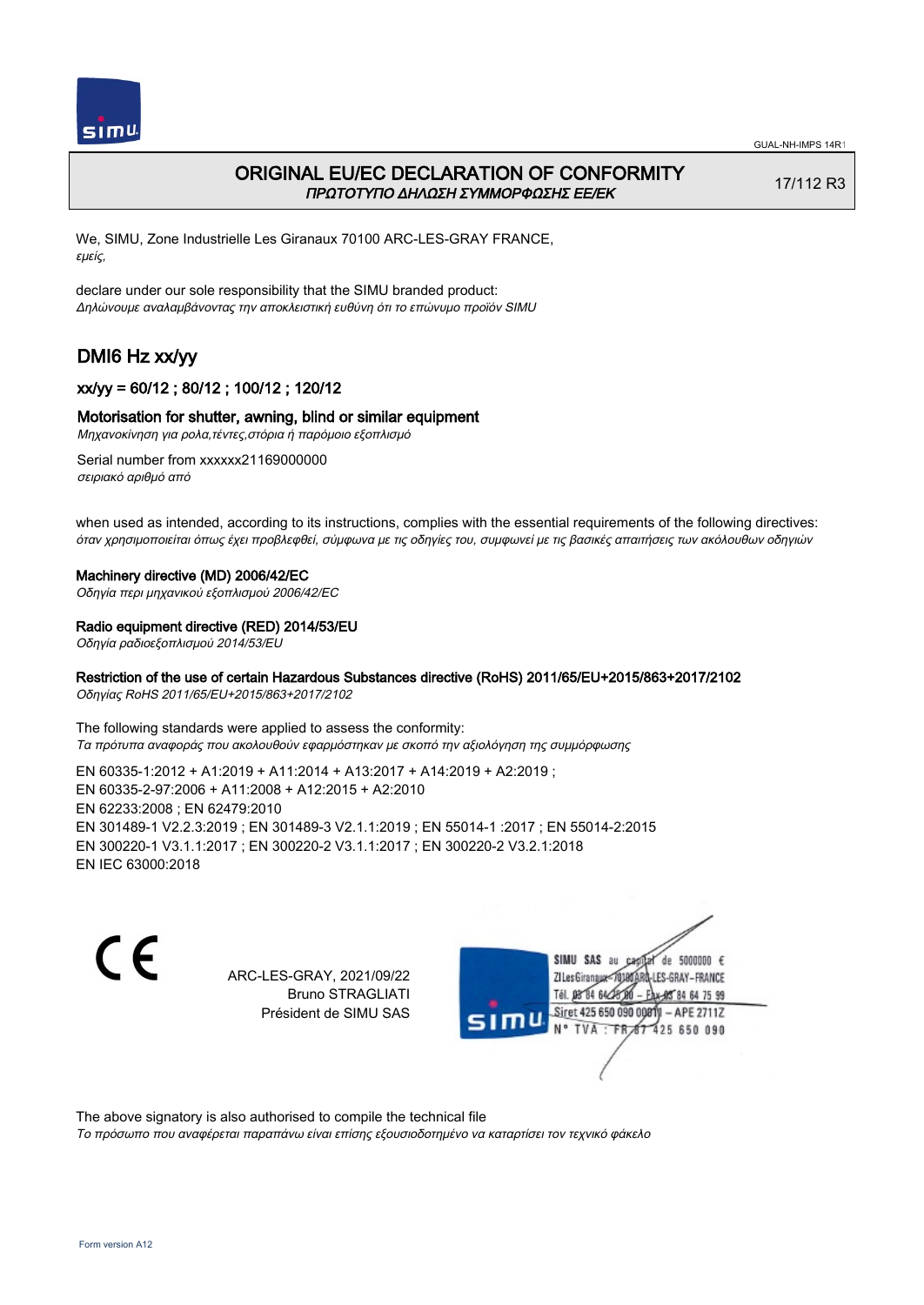# ORIGINAL EU/EC DECLARATION OF CONFORMITY

*ΠΡΩΤΟΤΥΠΟ ΔΗΛΩΣΗ ΣΥΜΜΟΡΦΩΣΗΣ ΕΕ/ΕΚ*

17/112 R3

We, SIMU, Zone Industrielle Les Giranaux 70100 ARC-LES-GRAY FRANCE,
*εμείς,*

declare under our sole responsibility that the SIMU branded product:
*Δηλώνουμε αναλαμβάνοντας την αποκλειστική ευθύνη ότι το επώνυμο προϊόν SIMU*

## DMI6 Hz xx/yy

### xx/yy = 60/12 ; 80/12 ; 100/12 ; 120/12

### Motorisation for shutter, awning, blind or similar equipment

*Μηχανοκίνηση για ρολα,τέντες,στόρια ή παρόμοιο εξοπλισμό*

Serial number from xxxxxx21169000000
*σειριακό αριθμό από*

when used as intended, according to its instructions, complies with the essential requirements of the following directives:
*όταν χρησιμοποιείται όπως έχει προβλεφθεί, σύμφωνα με τις οδηγίες του, συμφωνεί με τις βασικές απαιτήσεις των ακόλουθων οδηγιών*

**Machinery directive (MD) 2006/42/EC**
*Οδηγία περι μηχανικού εξοπλισμού 2006/42/EC*

**Radio equipment directive (RED) 2014/53/EU**
*Οδηγία ραδιοεξοπλισμού 2014/53/EU*

**Restriction of the use of certain Hazardous Substances directive (RoHS) 2011/65/EU+2015/863+2017/2102**
*Οδηγίας RoHS 2011/65/EU+2015/863+2017/2102*

The following standards were applied to assess the conformity:
*Τα πρότυπα αναφοράς που ακολουθούν εφαρμόστηκαν με σκοπό την αξιολόγηση της συμμόρφωσης*

EN 60335-1:2012 + A1:2019 + A11:2014 + A13:2017 + A14:2019 + A2:2019 ;
EN 60335-2-97:2006 + A11:2008 + A12:2015 + A2:2010
EN 62233:2008 ; EN 62479:2010
EN 301489-1 V2.2.3:2019 ; EN 301489-3 V2.1.1:2019 ; EN 55014-1 :2017 ; EN 55014-2:2015
EN 300220-1 V3.1.1:2017 ; EN 300220-2 V3.1.1:2017 ; EN 300220-2 V3.2.1:2018
EN IEC 63000:2018

CE

ARC-LES-GRAY, 2021/09/22
Bruno STRAGLIATI
Président de SIMU SAS

SIMU SAS au capital de 5000000 €
ZI Les Giranaux 70100 ARC-LES-GRAY-FRANCE
Tél. 03 84 64 28 00 – Fax 03 84 64 75 99
Siret 425 650 090 00011 – APE 2711Z
N° TVA : FR 67 425 650 090

The above signatory is also authorised to compile the technical file
*Το πρόσωπο που αναφέρεται παραπάνω είναι επίσης εξουσιοδοτημένο να καταρτίσει τον τεχνικό φάκελο*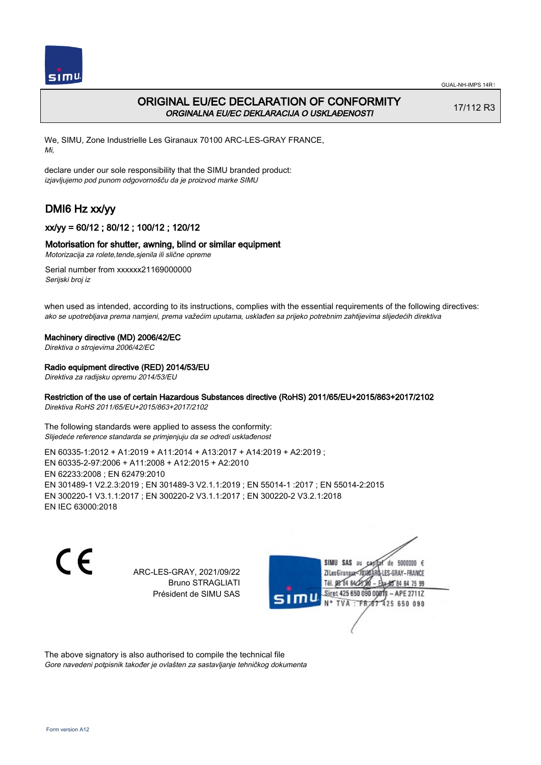GUAL-NH-IMPS 14R1

# ORIGINAL EU/EC DECLARATION OF CONFORMITY

*ORGINALNA EU/EC DEKLARACIJA O USKLAĐENOSTI*

17/112 R3

We, SIMU, Zone Industrielle Les Giranaux 70100 ARC-LES-GRAY FRANCE,
*Mi,*

declare under our sole responsibility that the SIMU branded product:
*izjavljujemo pod punom odgovornošču da je proizvod marke SIMU*

## DMI6 Hz xx/yy

### xx/yy = 60/12 ; 80/12 ; 100/12 ; 120/12

### Motorisation for shutter, awning, blind or similar equipment

*Motorizacija za rolete,tende,sjenila ili slične opreme*

Serial number from xxxxxx21169000000
*Serijski broj iz*

when used as intended, according to its instructions, complies with the essential requirements of the following directives:
*ako se upotrebljava prema namjeni, prema važećim uputama, usklađen sa prijeko potrebnim zahtijevima slijedećih direktiva*

**Machinery directive (MD) 2006/42/EC**
*Direktiva o strojevima 2006/42/EC*

**Radio equipment directive (RED) 2014/53/EU**
*Direktiva za radijsku opremu 2014/53/EU*

**Restriction of the use of certain Hazardous Substances directive (RoHS) 2011/65/EU+2015/863+2017/2102**
*Direktiva RoHS 2011/65/EU+2015/863+2017/2102*

The following standards were applied to assess the conformity:
*Slijedeće reference standarda se primjenjuju da se odredi usklađenost*

EN 60335-1:2012 + A1:2019 + A11:2014 + A13:2017 + A14:2019 + A2:2019 ;
EN 60335-2-97:2006 + A11:2008 + A12:2015 + A2:2010
EN 62233:2008 ; EN 62479:2010
EN 301489-1 V2.2.3:2019 ; EN 301489-3 V2.1.1:2019 ; EN 55014-1 :2017 ; EN 55014-2:2015
EN 300220-1 V3.1.1:2017 ; EN 300220-2 V3.1.1:2017 ; EN 300220-2 V3.2.1:2018
EN IEC 63000:2018

CE

ARC-LES-GRAY, 2021/09/22
Bruno STRAGLIATI
Président de SIMU SAS

SIMU SAS au capital de 5000000 €
ZI Les Giranaux 70100 ARC-LES-GRAY-FRANCE
Tél. 03 84 64 75 00 – Fax 03 84 64 75 99
Siret 425 650 090 00011 – APE 2711Z
N° TVA : FR 67 425 650 090

The above signatory is also authorised to compile the technical file
*Gore navedeni potpisnik također je ovlašten za sastavljanje tehničkog dokumenta*

Form version A12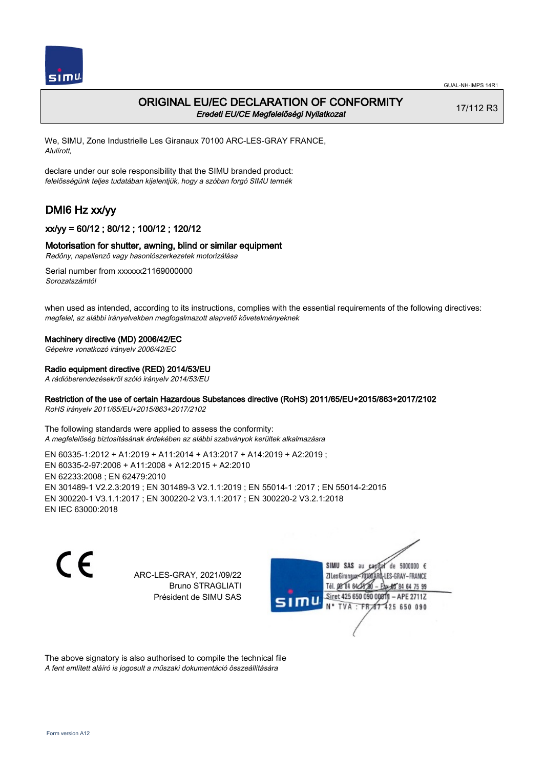# ORIGINAL EU/EC DECLARATION OF CONFORMITY
*Eredeti EU/CE Megfelelőségi Nyilatkozat*

17/112 R3

We, SIMU, Zone Industrielle Les Giranaux 70100 ARC-LES-GRAY FRANCE,
*Alulírott,*

declare under our sole responsibility that the SIMU branded product:
*felelősségünk teljes tudatában kijelentjük, hogy a szóban forgó SIMU termék*

## DMI6 Hz xx/yy

### xx/yy = 60/12 ; 80/12 ; 100/12 ; 120/12

### Motorisation for shutter, awning, blind or similar equipment
*Redőny, napellenző vagy hasonlószerkezetek motorizálása*

Serial number from xxxxxx21169000000
*Sorozatszámtól*

when used as intended, according to its instructions, complies with the essential requirements of the following directives:
*megfelel, az alábbi irányelvekben megfogalmazott alapvető követelményeknek*

**Machinery directive (MD) 2006/42/EC**
*Gépekre vonatkozó irányelv 2006/42/EC*

**Radio equipment directive (RED) 2014/53/EU**
*A rádióberendezésekről szóló irányelv 2014/53/EU*

**Restriction of the use of certain Hazardous Substances directive (RoHS) 2011/65/EU+2015/863+2017/2102**
*RoHS irányelv 2011/65/EU+2015/863+2017/2102*

The following standards were applied to assess the conformity:
*A megfelelőség biztosításának érdekében az alábbi szabványok kerültek alkalmazásra*

EN 60335-1:2012 + A1:2019 + A11:2014 + A13:2017 + A14:2019 + A2:2019 ;
EN 60335-2-97:2006 + A11:2008 + A12:2015 + A2:2010
EN 62233:2008 ; EN 62479:2010
EN 301489-1 V2.2.3:2019 ; EN 301489-3 V2.1.1:2019 ; EN 55014-1 :2017 ; EN 55014-2:2015
EN 300220-1 V3.1.1:2017 ; EN 300220-2 V3.1.1:2017 ; EN 300220-2 V3.2.1:2018
EN IEC 63000:2018

CE

ARC-LES-GRAY, 2021/09/22
Bruno STRAGLIATI
Président de SIMU SAS

SIMU SAS au capital de 5000000 €
ZI Les Giranaux 70100 ARC-LES-GRAY-FRANCE
Tél. 03 84 64 75 00 – Fax 03 84 64 75 99
Siret 425 650 090 00011 – APE 2711Z
N° TVA : FR 67 425 650 090

The above signatory is also authorised to compile the technical file
*A fent említett aláíró is jogosult a műszaki dokumentáció összeállítására*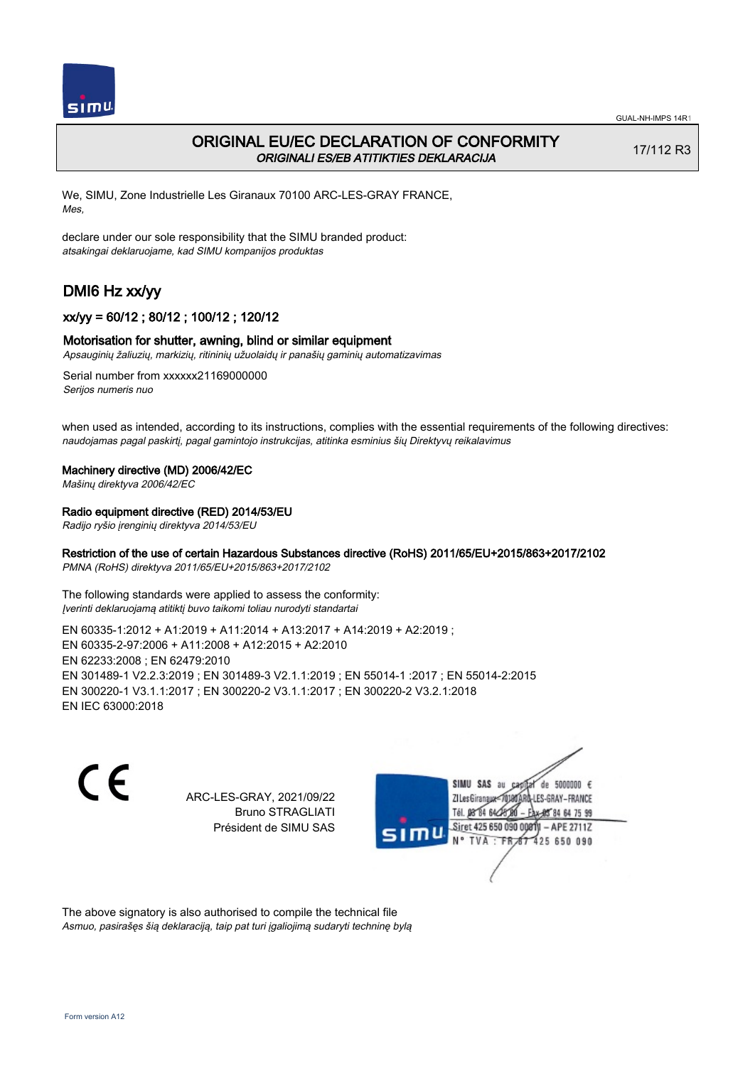# ORIGINAL EU/EC DECLARATION OF CONFORMITY
*ORIGINALI ES/EB ATITIKTIES DEKLARACIJA*

17/112 R3

We, SIMU, Zone Industrielle Les Giranaux 70100 ARC-LES-GRAY FRANCE,
*Mes,*

declare under our sole responsibility that the SIMU branded product:
*atsakingai deklaruojame, kad SIMU kompanijos produktas*

## DMI6 Hz xx/yy

### xx/yy = 60/12 ; 80/12 ; 100/12 ; 120/12

### Motorisation for shutter, awning, blind or similar equipment
*Apsauginių žaliuzių, markizių, ritininių užuolaidų ir panašių gaminių automatizavimas*

Serial number from xxxxxx21169000000
*Serijos numeris nuo*

when used as intended, according to its instructions, complies with the essential requirements of the following directives:
*naudojamas pagal paskirtį, pagal gamintojo instrukcijas, atitinka esminius šių Direktyvų reikalavimus*

**Machinery directive (MD) 2006/42/EC**
*Mašinų direktyva 2006/42/EC*

**Radio equipment directive (RED) 2014/53/EU**
*Radijo ryšio įrenginių direktyva 2014/53/EU*

**Restriction of the use of certain Hazardous Substances directive (RoHS) 2011/65/EU+2015/863+2017/2102**
*PMNA (RoHS) direktyva 2011/65/EU+2015/863+2017/2102*

The following standards were applied to assess the conformity:
*Įverinti deklaruojamą atitiktį buvo taikomi toliau nurodyti standartai*

EN 60335-1:2012 + A1:2019 + A11:2014 + A13:2017 + A14:2019 + A2:2019 ;
EN 60335-2-97:2006 + A11:2008 + A12:2015 + A2:2010
EN 62233:2008 ; EN 62479:2010
EN 301489-1 V2.2.3:2019 ; EN 301489-3 V2.1.1:2019 ; EN 55014-1 :2017 ; EN 55014-2:2015
EN 300220-1 V3.1.1:2017 ; EN 300220-2 V3.1.1:2017 ; EN 300220-2 V3.2.1:2018
EN IEC 63000:2018

CE

ARC-LES-GRAY, 2021/09/22
Bruno STRAGLIATI
Président de SIMU SAS

SIMU SAS au capital de 5000000 €
ZI Les Giranaux 70100 ARC-LES-GRAY-FRANCE
Tél. 03 84 64 75 00 – Fax 03 84 64 75 99
Siret 425 650 090 00011 – APE 2711Z
N° TVA : FR 87 425 650 090

The above signatory is also authorised to compile the technical file
*Asmuo, pasirašęs šią deklaraciją, taip pat turi įgaliojimą sudaryti techninę bylą*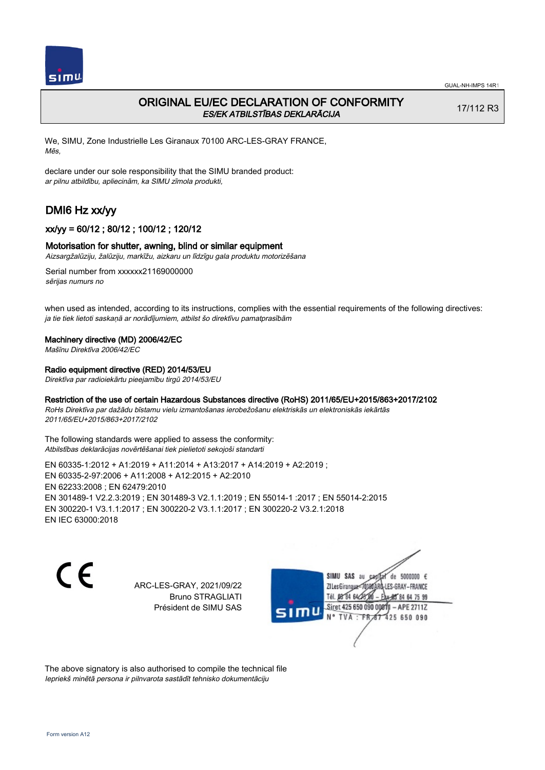# ORIGINAL EU/EC DECLARATION OF CONFORMITY

*ES/EK ATBILSTĪBAS DEKLARĀCIJA*

17/112 R3

We, SIMU, Zone Industrielle Les Giranaux 70100 ARC-LES-GRAY FRANCE,
*Mēs,*

declare under our sole responsibility that the SIMU branded product:
*ar pilnu atbildību, apliecinām, ka SIMU zīmola produkti,*

## DMI6 Hz xx/yy

### xx/yy = 60/12 ; 80/12 ; 100/12 ; 120/12

### Motorisation for shutter, awning, blind or similar equipment

*Aizsargžalūziju, žalūziju, markīžu, aizkaru un līdzīgu gala produktu motorizēšana*

Serial number from xxxxxx21169000000
*sērijas numurs no*

when used as intended, according to its instructions, complies with the essential requirements of the following directives:
*ja tie tiek lietoti saskaņā ar norādījumiem, atbilst šo direktīvu pamatprasībām*

**Machinery directive (MD) 2006/42/EC**
*Mašīnu Direktīva 2006/42/EC*

**Radio equipment directive (RED) 2014/53/EU**
*Direktīva par radioiekārtu pieejamību tirgū 2014/53/EU*

**Restriction of the use of certain Hazardous Substances directive (RoHS) 2011/65/EU+2015/863+2017/2102**
*RoHs Direktīva par dažādu bīstamu vielu izmantošanas ierobežošanu elektriskās un elektroniskās iekārtās 2011/65/EU+2015/863+2017/2102*

The following standards were applied to assess the conformity:
*Atbilstības deklarācijas novērtēšanai tiek pielietoti sekojoši standarti*

EN 60335-1:2012 + A1:2019 + A11:2014 + A13:2017 + A14:2019 + A2:2019 ;
EN 60335-2-97:2006 + A11:2008 + A12:2015 + A2:2010
EN 62233:2008 ; EN 62479:2010
EN 301489-1 V2.2.3:2019 ; EN 301489-3 V2.1.1:2019 ; EN 55014-1 :2017 ; EN 55014-2:2015
EN 300220-1 V3.1.1:2017 ; EN 300220-2 V3.1.1:2017 ; EN 300220-2 V3.2.1:2018
EN IEC 63000:2018

CE

ARC-LES-GRAY, 2021/09/22
Bruno STRAGLIATI
Président de SIMU SAS

SIMU SAS au capital de 5000000 €
ZI Les Giranaux 70100 ARC-LES-GRAY-FRANCE
Tél. 03 84 64 75 00 – Fax 03 84 64 75 99
Siret 425 650 090 00011 – APE 2711Z
N° TVA : FR 87 425 650 090

The above signatory is also authorised to compile the technical file
*Iepriekš minētā persona ir pilnvarota sastādīt tehnisko dokumentāciju*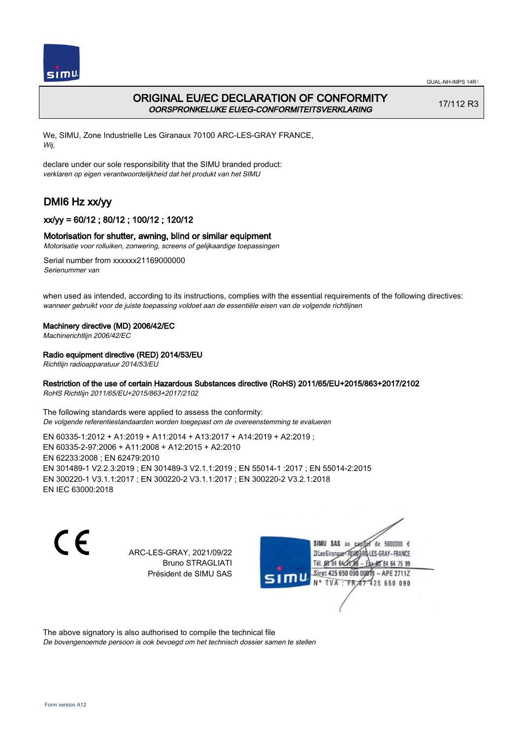GUAL-NH-IMPS 14R1

# ORIGINAL EU/EC DECLARATION OF CONFORMITY
*OORSPRONKELIJKE EU/EG-CONFORMITEITSVERKLARING*

17/112 R3

We, SIMU, Zone Industrielle Les Giranaux 70100 ARC-LES-GRAY FRANCE,
*Wij,*

declare under our sole responsibility that the SIMU branded product:
*verklaren op eigen verantwoordelijkheid dat het produkt van het SIMU*

## DMI6 Hz xx/yy

### xx/yy = 60/12 ; 80/12 ; 100/12 ; 120/12

### Motorisation for shutter, awning, blind or similar equipment
*Motorisatie voor rolluiken, zonwering, screens of gelijkaardige toepassingen*

Serial number from xxxxxx21169000000
*Serienummer van*

when used as intended, according to its instructions, complies with the essential requirements of the following directives:
*wanneer gebruikt voor de juiste toepassing voldoet aan de essentiële eisen van de volgende richtlijnen*

**Machinery directive (MD) 2006/42/EC**
*Machinerichtlijn 2006/42/EC*

**Radio equipment directive (RED) 2014/53/EU**
*Richtlijn radioapparatuur 2014/53/EU*

**Restriction of the use of certain Hazardous Substances directive (RoHS) 2011/65/EU+2015/863+2017/2102**
*RoHS Richtlijn 2011/65/EU+2015/863+2017/2102*

The following standards were applied to assess the conformity:
*De volgende referentiestandaarden worden toegepast om de overeenstemming te evalueren*

EN 60335-1:2012 + A1:2019 + A11:2014 + A13:2017 + A14:2019 + A2:2019 ;
EN 60335-2-97:2006 + A11:2008 + A12:2015 + A2:2010
EN 62233:2008 ; EN 62479:2010
EN 301489-1 V2.2.3:2019 ; EN 301489-3 V2.1.1:2019 ; EN 55014-1 :2017 ; EN 55014-2:2015
EN 300220-1 V3.1.1:2017 ; EN 300220-2 V3.1.1:2017 ; EN 300220-2 V3.2.1:2018
EN IEC 63000:2018

CE

ARC-LES-GRAY, 2021/09/22
Bruno STRAGLIATI
Président de SIMU SAS

SIMU SAS au capital de 5000000 €
ZI Les Giranaux 70100 ARC-LES-GRAY-FRANCE
Tél. 03 84 64 75 00 – Fax 03 84 64 75 99
Siret 425 650 090 00011 – APE 2711Z
N° TVA : FR 67 425 650 090

The above signatory is also authorised to compile the technical file
*De bovengenoemde persoon is ook bevoegd om het technisch dossier samen te stellen*

Form version A12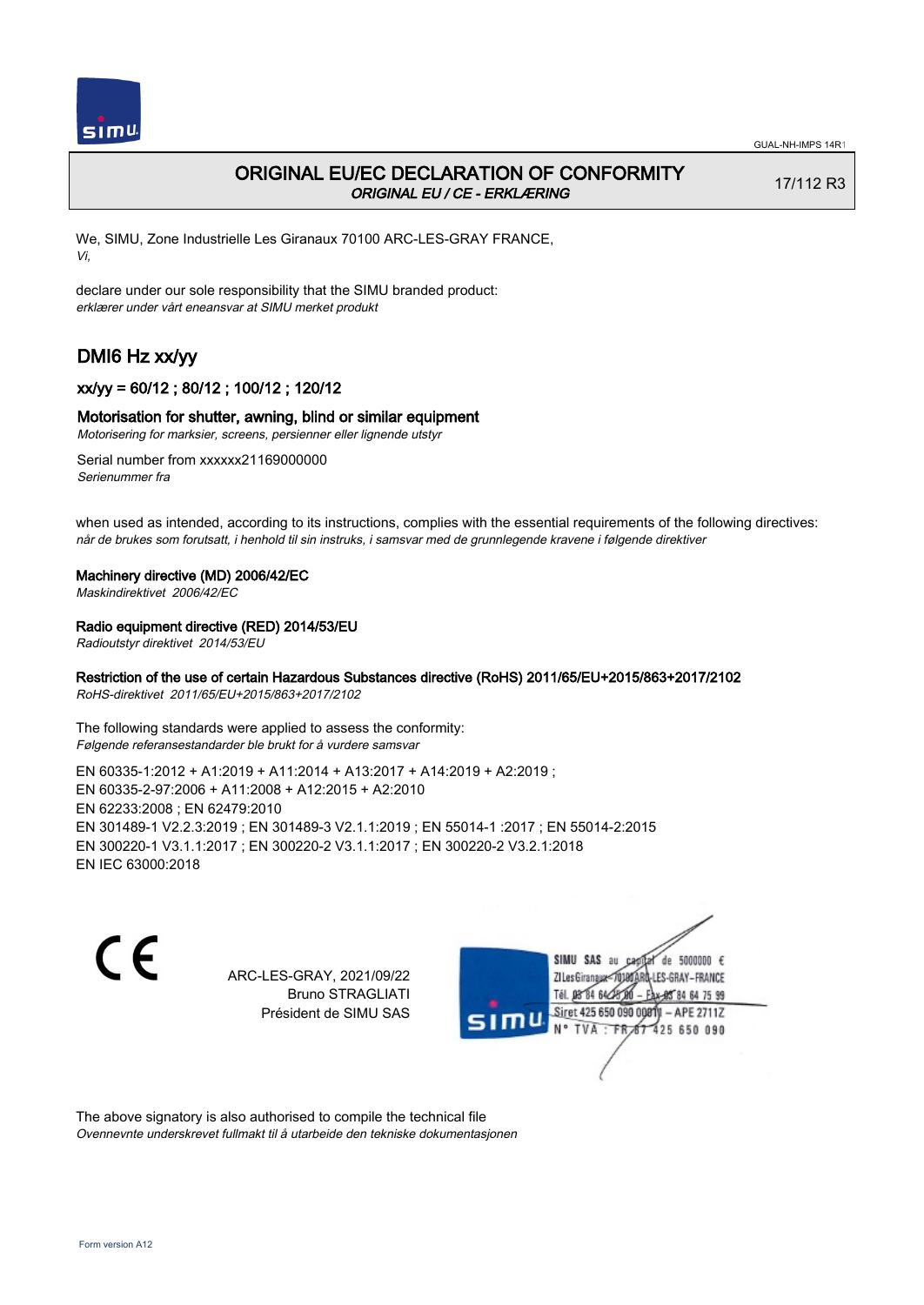# ORIGINAL EU/EC DECLARATION OF CONFORMITY

*ORIGINAL EU / CE - ERKLÆRING*

17/112 R3

We, SIMU, Zone Industrielle Les Giranaux 70100 ARC-LES-GRAY FRANCE,
*Vi,*

declare under our sole responsibility that the SIMU branded product:
*erklærer under vårt eneansvar at SIMU merket produkt*

## DMI6 Hz xx/yy

### xx/yy = 60/12 ; 80/12 ; 100/12 ; 120/12

### Motorisation for shutter, awning, blind or similar equipment

*Motorisering for marksier, screens, persienner eller lignende utstyr*

Serial number from xxxxxx21169000000
*Serienummer fra*

when used as intended, according to its instructions, complies with the essential requirements of the following directives:
*når de brukes som forutsatt, i henhold til sin instruks, i samsvar med de grunnlegende kravene i følgende direktiver*

**Machinery directive (MD) 2006/42/EC**
*Maskindirektivet 2006/42/EC*

**Radio equipment directive (RED) 2014/53/EU**
*Radioutstyr direktivet 2014/53/EU*

**Restriction of the use of certain Hazardous Substances directive (RoHS) 2011/65/EU+2015/863+2017/2102**
*RoHS-direktivet 2011/65/EU+2015/863+2017/2102*

The following standards were applied to assess the conformity:
*Følgende referansestandarder ble brukt for å vurdere samsvar*

EN 60335-1:2012 + A1:2019 + A11:2014 + A13:2017 + A14:2019 + A2:2019 ;
EN 60335-2-97:2006 + A11:2008 + A12:2015 + A2:2010
EN 62233:2008 ; EN 62479:2010
EN 301489-1 V2.2.3:2019 ; EN 301489-3 V2.1.1:2019 ; EN 55014-1 :2017 ; EN 55014-2:2015
EN 300220-1 V3.1.1:2017 ; EN 300220-2 V3.1.1:2017 ; EN 300220-2 V3.2.1:2018
EN IEC 63000:2018

CE

ARC-LES-GRAY, 2021/09/22
Bruno STRAGLIATI
Président de SIMU SAS

SIMU SAS au capital de 5000000 €
ZI Les Giranaux 70100 ARC-LES-GRAY-FRANCE
Tél. 03 84 64 28 00 – Fax 03 84 64 75 99
Siret 425 650 090 00011 – APE 2711Z
N° TVA : FR 67 425 650 090

The above signatory is also authorised to compile the technical file
*Ovennevnte underskreved fullmakt til å utarbeide den tekniske dokumentasjonen*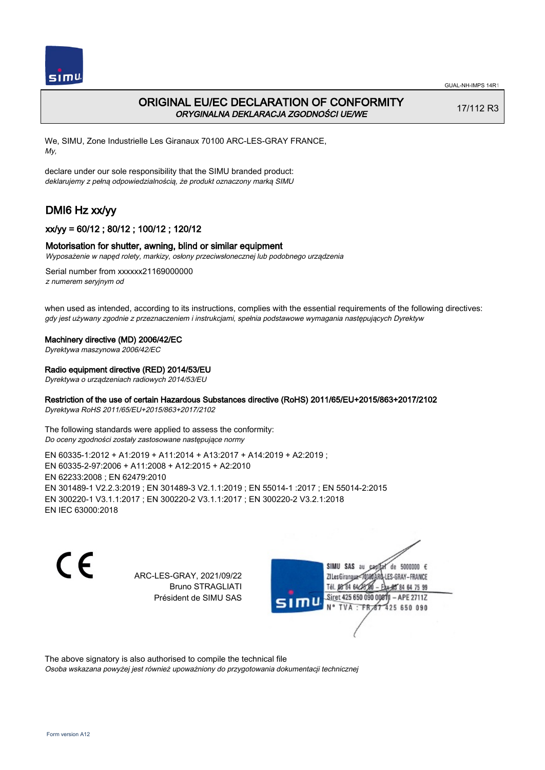GUAL-NH-IMPS 14R1

# ORIGINAL EU/EC DECLARATION OF CONFORMITY
*ORYGINALNA DEKLARACJA ZGODNOŚCI UE/WE*

17/112 R3

We, SIMU, Zone Industrielle Les Giranaux 70100 ARC-LES-GRAY FRANCE,
*My,*

declare under our sole responsibility that the SIMU branded product:
*deklarujemy z pełną odpowiedzialnością, że produkt oznaczony marką SIMU*

## DMI6 Hz xx/yy

### xx/yy = 60/12 ; 80/12 ; 100/12 ; 120/12

### Motorisation for shutter, awning, blind or similar equipment
*Wyposażenie w napęd rolety, markizy, osłony przeciwsłonecznej lub podobnego urządzenia*

Serial number from xxxxxx21169000000
*z numerem seryjnym od*

when used as intended, according to its instructions, complies with the essential requirements of the following directives:
*gdy jest używany zgodnie z przeznaczeniem i instrukcjami, spełnia podstawowe wymagania następujących Dyrektyw*

**Machinery directive (MD) 2006/42/EC**
*Dyrektywa maszynowa 2006/42/EC*

**Radio equipment directive (RED) 2014/53/EU**
*Dyrektywa o urządzeniach radiowych 2014/53/EU*

**Restriction of the use of certain Hazardous Substances directive (RoHS) 2011/65/EU+2015/863+2017/2102**
*Dyrektywa RoHS 2011/65/EU+2015/863+2017/2102*

The following standards were applied to assess the conformity:
*Do oceny zgodności zostały zastosowane następujące normy*

EN 60335-1:2012 + A1:2019 + A11:2014 + A13:2017 + A14:2019 + A2:2019 ;
EN 60335-2-97:2006 + A11:2008 + A12:2015 + A2:2010
EN 62233:2008 ; EN 62479:2010
EN 301489-1 V2.2.3:2019 ; EN 301489-3 V2.1.1:2019 ; EN 55014-1 :2017 ; EN 55014-2:2015
EN 300220-1 V3.1.1:2017 ; EN 300220-2 V3.1.1:2017 ; EN 300220-2 V3.2.1:2018
EN IEC 63000:2018

CE

ARC-LES-GRAY, 2021/09/22
Bruno STRAGLIATI
Président de SIMU SAS

SIMU SAS au capital de 5000000 €
ZI Les Giranaux 70100 ARC-LES-GRAY-FRANCE
Tél. 03 84 64 75 00 – Fax 03 84 64 75 99
Siret 425 650 090 00011 – APE 2711Z
N° TVA : FR 67 425 650 090

The above signatory is also authorised to compile the technical file
*Osoba wskazana powyżej jest również upoważniony do przygotowania dokumentacji technicznej*

Form version A12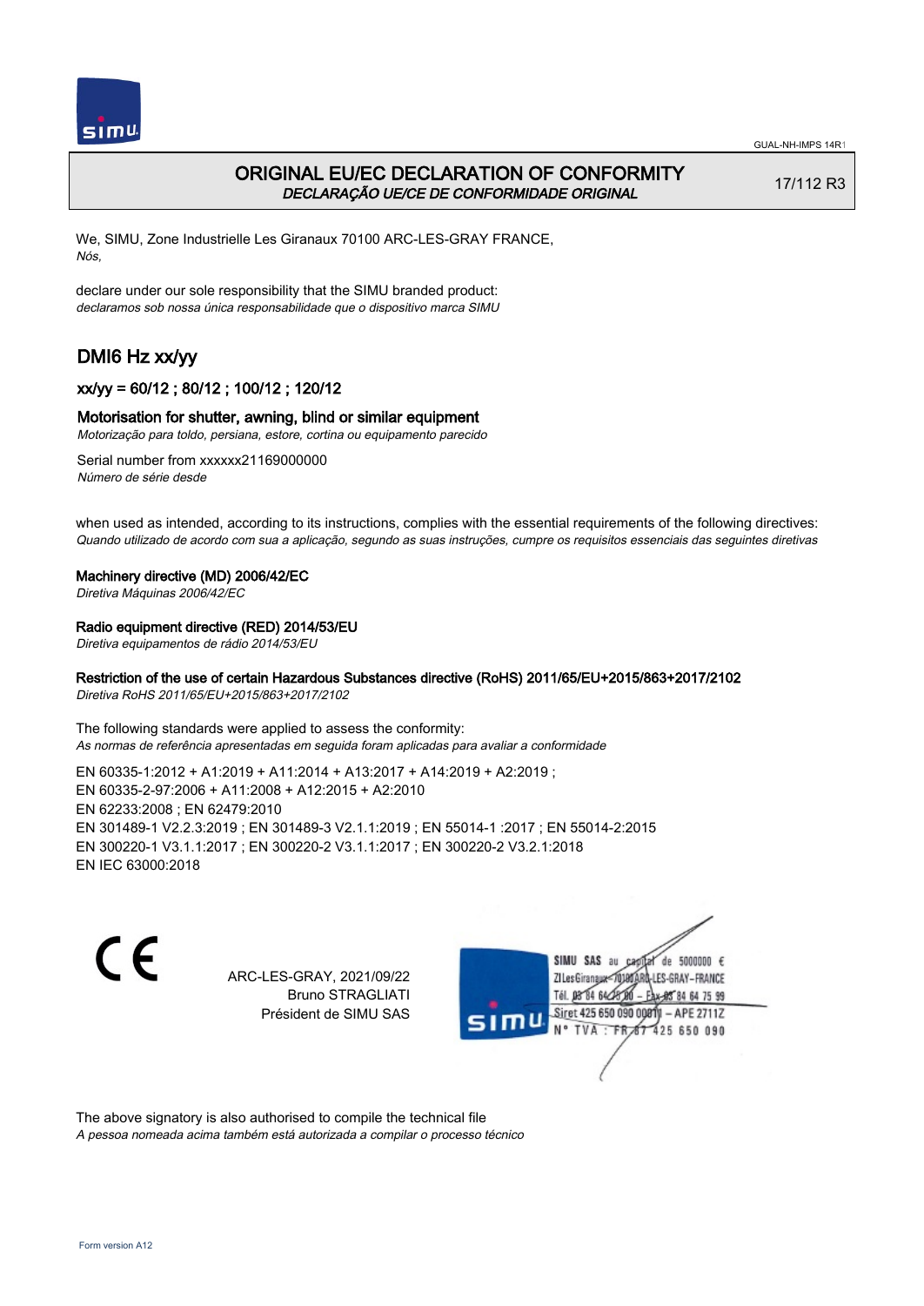# ORIGINAL EU/EC DECLARATION OF CONFORMITY
*DECLARAÇÃO UE/CE DE CONFORMIDADE ORIGINAL*

17/112 R3

We, SIMU, Zone Industrielle Les Giranaux 70100 ARC-LES-GRAY FRANCE,
*Nós,*

declare under our sole responsibility that the SIMU branded product:
*declaramos sob nossa única responsabilidade que o dispositivo marca SIMU*

## DMI6 Hz xx/yy

### xx/yy = 60/12 ; 80/12 ; 100/12 ; 120/12

### Motorisation for shutter, awning, blind or similar equipment
*Motorização para toldo, persiana, estore, cortina ou equipamento parecido*

Serial number from xxxxxx21169000000
*Número de série desde*

when used as intended, according to its instructions, complies with the essential requirements of the following directives:
*Quando utilizado de acordo com sua a aplicação, segundo as suas instruções, cumpre os requisitos essenciais das seguintes diretivas*

**Machinery directive (MD) 2006/42/EC**
*Diretiva Máquinas 2006/42/EC*

**Radio equipment directive (RED) 2014/53/EU**
*Diretiva equipamentos de rádio 2014/53/EU*

**Restriction of the use of certain Hazardous Substances directive (RoHS) 2011/65/EU+2015/863+2017/2102**
*Diretiva RoHS 2011/65/EU+2015/863+2017/2102*

The following standards were applied to assess the conformity:
*As normas de referência apresentadas em seguida foram aplicadas para avaliar a conformidade*

EN 60335-1:2012 + A1:2019 + A11:2014 + A13:2017 + A14:2019 + A2:2019 ;
EN 60335-2-97:2006 + A11:2008 + A12:2015 + A2:2010
EN 62233:2008 ; EN 62479:2010
EN 301489-1 V2.2.3:2019 ; EN 301489-3 V2.1.1:2019 ; EN 55014-1 :2017 ; EN 55014-2:2015
EN 300220-1 V3.1.1:2017 ; EN 300220-2 V3.1.1:2017 ; EN 300220-2 V3.2.1:2018
EN IEC 63000:2018

ARC-LES-GRAY, 2021/09/22
Bruno STRAGLIATI
Président de SIMU SAS

SIMU SAS au capital de 5000000 €
ZI Les Giranaux 70100 ARC-LES-GRAY-FRANCE
Tél. 03 84 64 75 00 – Fax 03 84 64 75 99
Siret 425 650 090 00011 – APE 2711Z
N° TVA : FR 67 425 650 090

The above signatory is also authorised to compile the technical file
*A pessoa nomeada acima também está autorizada a compilar o processo técnico*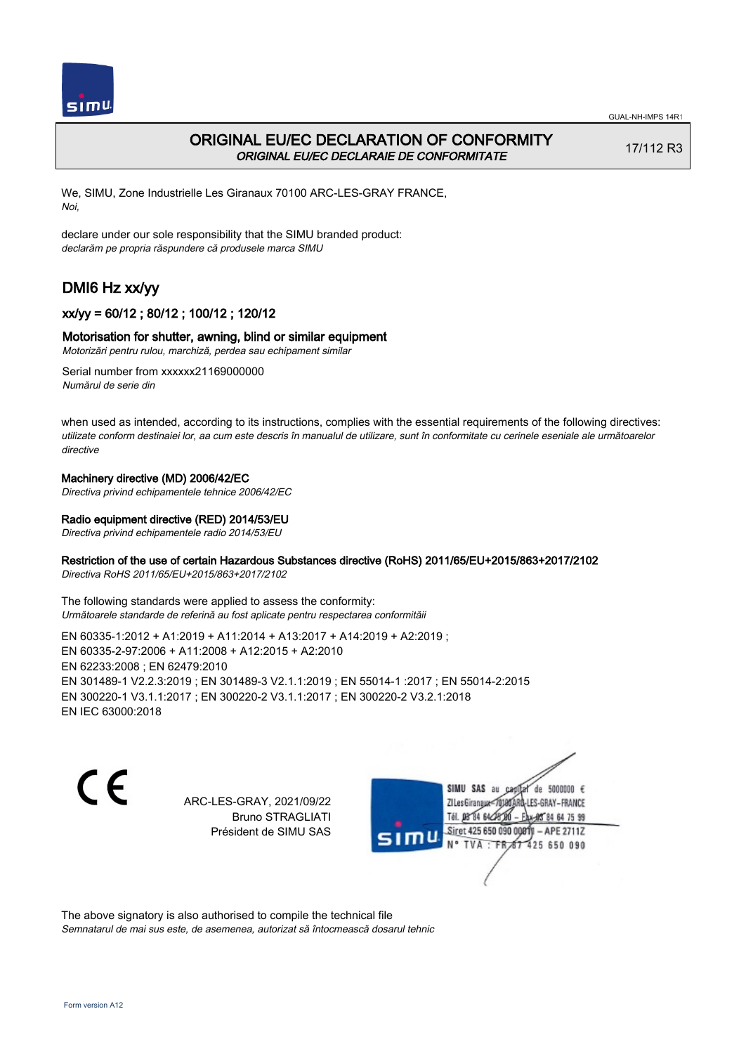GUAL-NH-IMPS 14R1

## ORIGINAL EU/EC DECLARATION OF CONFORMITY
*ORIGINAL EU/EC DECLARAIE DE CONFORMITATE*

17/112 R3

We, SIMU, Zone Industrielle Les Giranaux 70100 ARC-LES-GRAY FRANCE,
*Noi,*

declare under our sole responsibility that the SIMU branded product:
*declarăm pe propria răspundere că produsele marca SIMU*

# DMI6 Hz xx/yy

### xx/yy = 60/12 ; 80/12 ; 100/12 ; 120/12

### Motorisation for shutter, awning, blind or similar equipment
*Motorizări pentru rulou, marchiză, perdea sau echipament similar*

Serial number from xxxxxx21169000000
*Numărul de serie din*

when used as intended, according to its instructions, complies with the essential requirements of the following directives:
*utilizate conform destinaiei lor, aa cum este descris în manualul de utilizare, sunt în conformitate cu cerinele eseniale ale următoarelor directive*

**Machinery directive (MD) 2006/42/EC**
*Directiva privind echipamentele tehnice 2006/42/EC*

**Radio equipment directive (RED) 2014/53/EU**
*Directiva privind echipamentele radio 2014/53/EU*

**Restriction of the use of certain Hazardous Substances directive (RoHS) 2011/65/EU+2015/863+2017/2102**
*Directiva RoHS 2011/65/EU+2015/863+2017/2102*

The following standards were applied to assess the conformity:
*Următoarele standarde de referină au fost aplicate pentru respectarea conformităii*

EN 60335-1:2012 + A1:2019 + A11:2014 + A13:2017 + A14:2019 + A2:2019 ;
EN 60335-2-97:2006 + A11:2008 + A12:2015 + A2:2010
EN 62233:2008 ; EN 62479:2010
EN 301489-1 V2.2.3:2019 ; EN 301489-3 V2.1.1:2019 ; EN 55014-1 :2017 ; EN 55014-2:2015
EN 300220-1 V3.1.1:2017 ; EN 300220-2 V3.1.1:2017 ; EN 300220-2 V3.2.1:2018
EN IEC 63000:2018

CE

ARC-LES-GRAY, 2021/09/22
Bruno STRAGLIATI
Président de SIMU SAS

SIMU SAS au capital de 5000000 €
ZI Les Giranaux 70100 ARC-LES-GRAY-FRANCE
Tél. 03 84 64 75 00 – Fax 03 84 64 75 99
Siret 425 650 090 00011 – APE 2711Z
N° TVA : FR 87 425 650 090

The above signatory is also authorised to compile the technical file
*Semnatarul de mai sus este, de asemenea, autorizat să întocmească dosarul tehnic*

Form version A12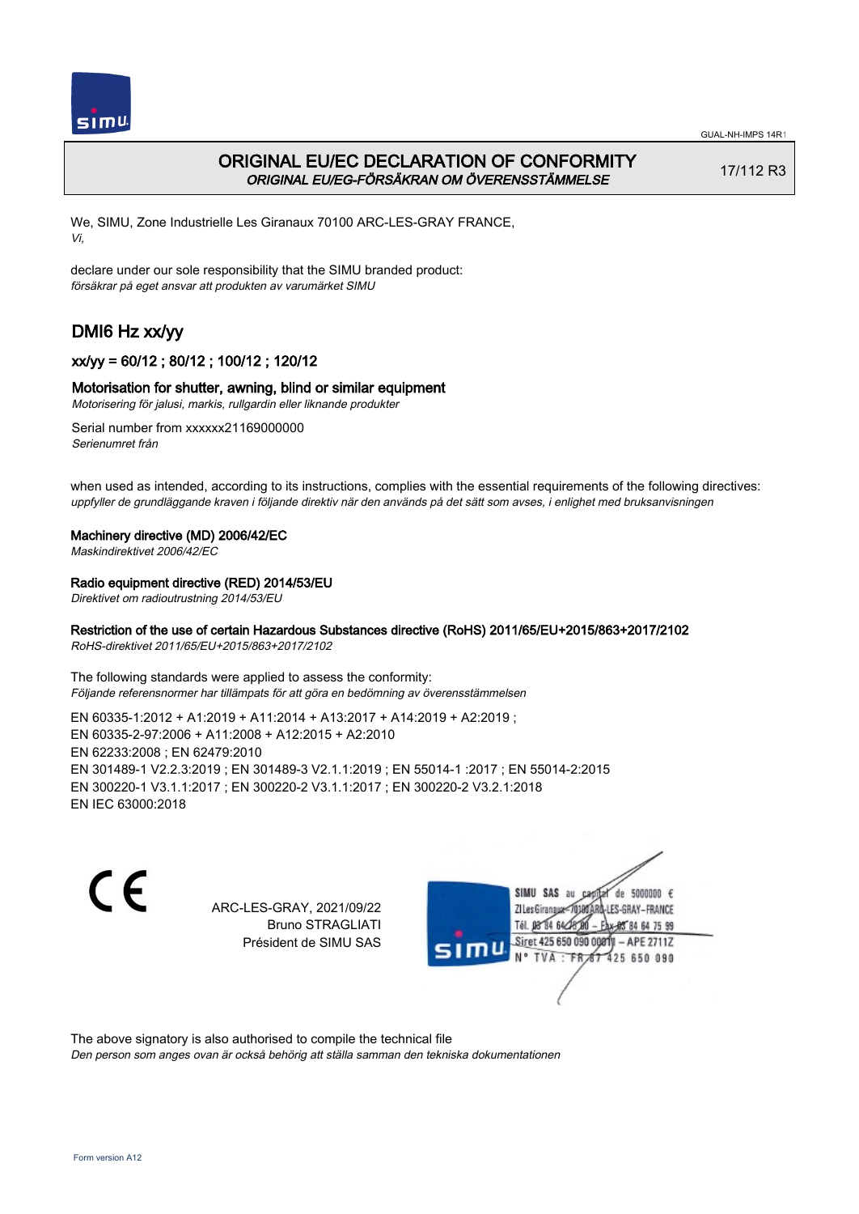# ORIGINAL EU/EC DECLARATION OF CONFORMITY

*ORIGINAL EU/EG-FÖRSÄKRAN OM ÖVERENSSTÄMMELSE*

17/112 R3

We, SIMU, Zone Industrielle Les Giranaux 70100 ARC-LES-GRAY FRANCE,
*Vi,*

declare under our sole responsibility that the SIMU branded product:
*försäkrar på eget ansvar att produkten av varumärket SIMU*

## DMI6 Hz xx/yy

### xx/yy = 60/12 ; 80/12 ; 100/12 ; 120/12

### Motorisation for shutter, awning, blind or similar equipment

*Motorisering för jalusi, markis, rullgardin eller liknande produkter*

Serial number from xxxxxx21169000000
*Serienumret från*

when used as intended, according to its instructions, complies with the essential requirements of the following directives:
*uppfyller de grundläggande kraven i följande direktiv när den används på det sätt som avses, i enlighet med bruksanvisningen*

**Machinery directive (MD) 2006/42/EC**
*Maskindirektivet 2006/42/EC*

**Radio equipment directive (RED) 2014/53/EU**
*Direktivet om radioutrustning 2014/53/EU*

**Restriction of the use of certain Hazardous Substances directive (RoHS) 2011/65/EU+2015/863+2017/2102**
*RoHS-direktivet 2011/65/EU+2015/863+2017/2102*

The following standards were applied to assess the conformity:
*Följande referensnormer har tillämpats för att göra en bedömning av överensstämmelsen*

EN 60335-1:2012 + A1:2019 + A11:2014 + A13:2017 + A14:2019 + A2:2019 ;
EN 60335-2-97:2006 + A11:2008 + A12:2015 + A2:2010
EN 62233:2008 ; EN 62479:2010
EN 301489-1 V2.2.3:2019 ; EN 301489-3 V2.1.1:2019 ; EN 55014-1 :2017 ; EN 55014-2:2015
EN 300220-1 V3.1.1:2017 ; EN 300220-2 V3.1.1:2017 ; EN 300220-2 V3.2.1:2018
EN IEC 63000:2018

CE

ARC-LES-GRAY, 2021/09/22
Bruno STRAGLIATI
Président de SIMU SAS

SIMU SAS au capital de 5000000 €
ZI Les Giranaux 70100 ARC-LES-GRAY-FRANCE
Tél. 03 84 64 75 00 – Fax 03 84 64 75 99
Siret 425 650 090 00011 – APE 2711Z
N° TVA : FR 67 425 650 090

The above signatory is also authorised to compile the technical file
*Den person som anges ovan är också behörig att ställa samman den tekniska dokumentationen*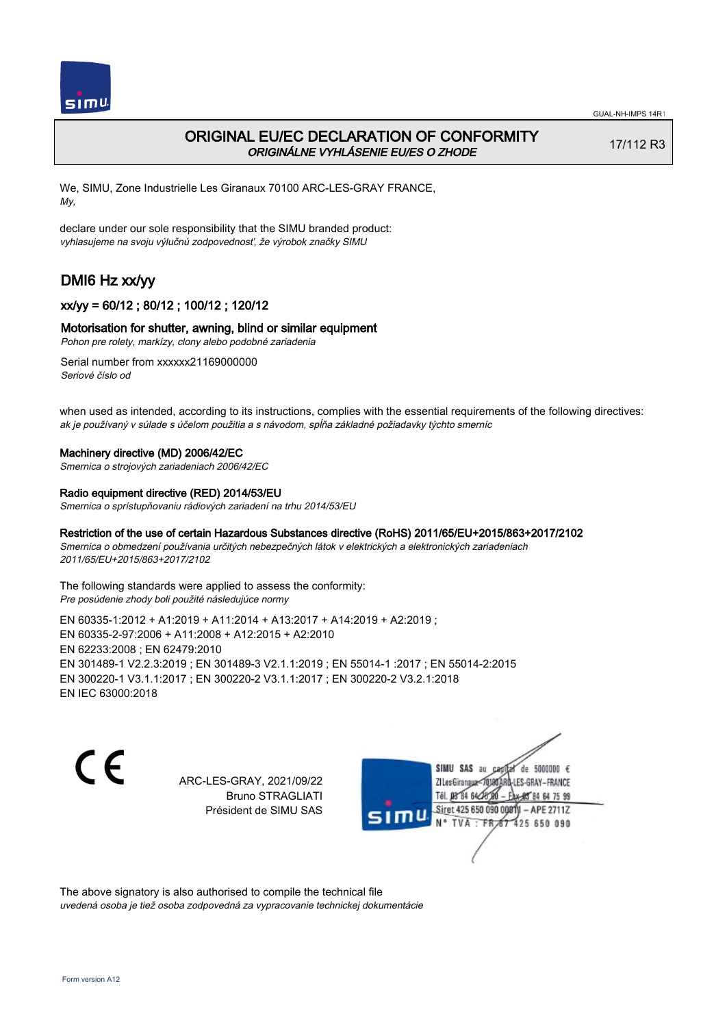# ORIGINAL EU/EC DECLARATION OF CONFORMITY
*ORIGINÁLNE VYHLÁSENIE EU/ES O ZHODE*

17/112 R3

We, SIMU, Zone Industrielle Les Giranaux 70100 ARC-LES-GRAY FRANCE,
*My,*

declare under our sole responsibility that the SIMU branded product:
*vyhlasujeme na svoju výlučnú zodpovednosť, že výrobok značky SIMU*

## DMI6 Hz xx/yy

### xx/yy = 60/12 ; 80/12 ; 100/12 ; 120/12

### Motorisation for shutter, awning, blind or similar equipment
*Pohon pre rolety, markízy, clony alebo podobné zariadenia*

Serial number from xxxxxx21169000000
*Seriové číslo od*

when used as intended, according to its instructions, complies with the essential requirements of the following directives:
*ak je používaný v súlade s účelom použitia a s návodom, spĺňa základné požiadavky týchto smerníc*

**Machinery directive (MD) 2006/42/EC**
*Smernica o strojových zariadeniach 2006/42/EC*

**Radio equipment directive (RED) 2014/53/EU**
*Smernica o sprístupňovaniu rádiových zariadení na trhu 2014/53/EU*

**Restriction of the use of certain Hazardous Substances directive (RoHS) 2011/65/EU+2015/863+2017/2102**
*Smernica o obmedzení používania určitých nebezpečných látok v elektrických a elektronických zariadeniach 2011/65/EU+2015/863+2017/2102*

The following standards were applied to assess the conformity:
*Pre posúdenie zhody boli použité následujúce normy*

EN 60335-1:2012 + A1:2019 + A11:2014 + A13:2017 + A14:2019 + A2:2019 ;
EN 60335-2-97:2006 + A11:2008 + A12:2015 + A2:2010
EN 62233:2008 ; EN 62479:2010
EN 301489-1 V2.2.3:2019 ; EN 301489-3 V2.1.1:2019 ; EN 55014-1 :2017 ; EN 55014-2:2015
EN 300220-1 V3.1.1:2017 ; EN 300220-2 V3.1.1:2017 ; EN 300220-2 V3.2.1:2018
EN IEC 63000:2018

CE

ARC-LES-GRAY, 2021/09/22
Bruno STRAGLIATI
Président de SIMU SAS

SIMU SAS au capital de 5000000 €
ZI Les Giranaux 70100 ARC-LES-GRAY-FRANCE
Tél. 03 84 64 75 00 – Fax 03 84 64 75 99
Siret 425 650 090 00011 – APE 2711Z
N° TVA : FR 87 425 650 090

The above signatory is also authorised to compile the technical file
*uvedená osoba je tiež osoba zodpovedná za vypracovanie technickej dokumentácie*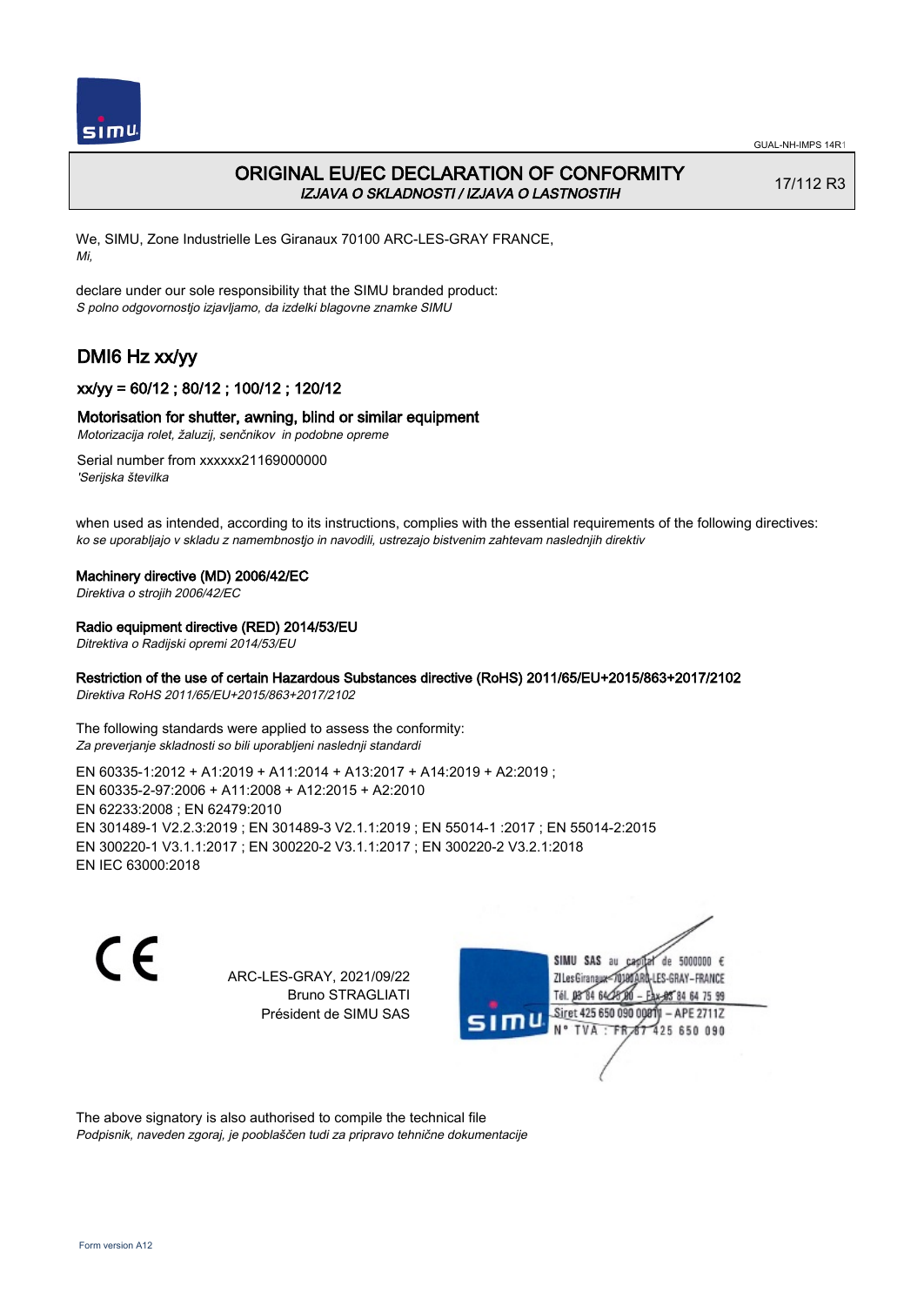# ORIGINAL EU/EC DECLARATION OF CONFORMITY

*IZJAVA O SKLADNOSTI / IZJAVA O LASTNOSTIH*

17/112 R3

We, SIMU, Zone Industrielle Les Giranaux 70100 ARC-LES-GRAY FRANCE,
*Mi,*

declare under our sole responsibility that the SIMU branded product:
*S polno odgovornostjo izjavljamo, da izdelki blagovne znamke SIMU*

## DMI6 Hz xx/yy

### xx/yy = 60/12 ; 80/12 ; 100/12 ; 120/12

### Motorisation for shutter, awning, blind or similar equipment

*Motorizacija rolet, žaluzij, senčnikov in podobne opreme*

Serial number from xxxxxx21169000000
*'Serijska številka*

when used as intended, according to its instructions, complies with the essential requirements of the following directives:
*ko se uporabljajo v skladu z namembnostjo in navodili, ustrezajo bistvenim zahtevam naslednjih direktiv*

**Machinery directive (MD) 2006/42/EC**
*Direktiva o strojih 2006/42/EC*

**Radio equipment directive (RED) 2014/53/EU**
*Ditrektiva o Radijski opremi 2014/53/EU*

**Restriction of the use of certain Hazardous Substances directive (RoHS) 2011/65/EU+2015/863+2017/2102**
*Direktiva RoHS 2011/65/EU+2015/863+2017/2102*

The following standards were applied to assess the conformity:
*Za preverjanje skladnosti so bili uporabljeni naslednji standardi*

EN 60335-1:2012 + A1:2019 + A11:2014 + A13:2017 + A14:2019 + A2:2019 ;
EN 60335-2-97:2006 + A11:2008 + A12:2015 + A2:2010
EN 62233:2008 ; EN 62479:2010
EN 301489-1 V2.2.3:2019 ; EN 301489-3 V2.1.1:2019 ; EN 55014-1 :2017 ; EN 55014-2:2015
EN 300220-1 V3.1.1:2017 ; EN 300220-2 V3.1.1:2017 ; EN 300220-2 V3.2.1:2018
EN IEC 63000:2018

CE

ARC-LES-GRAY, 2021/09/22
Bruno STRAGLIATI
Président de SIMU SAS

SIMU SAS au capital de 5000000 €
ZI Les Giranaux 70100 ARC-LES-GRAY-FRANCE
Tél. 03 84 64 75 00 – Fax 03 84 64 75 99
Siret 425 650 090 00011 – APE 2711Z
N° TVA : FR 87 425 650 090

The above signatory is also authorised to compile the technical file
*Podpisnik, naveden zgoraj, je pooblaščen tudi za pripravo tehnične dokumentacije*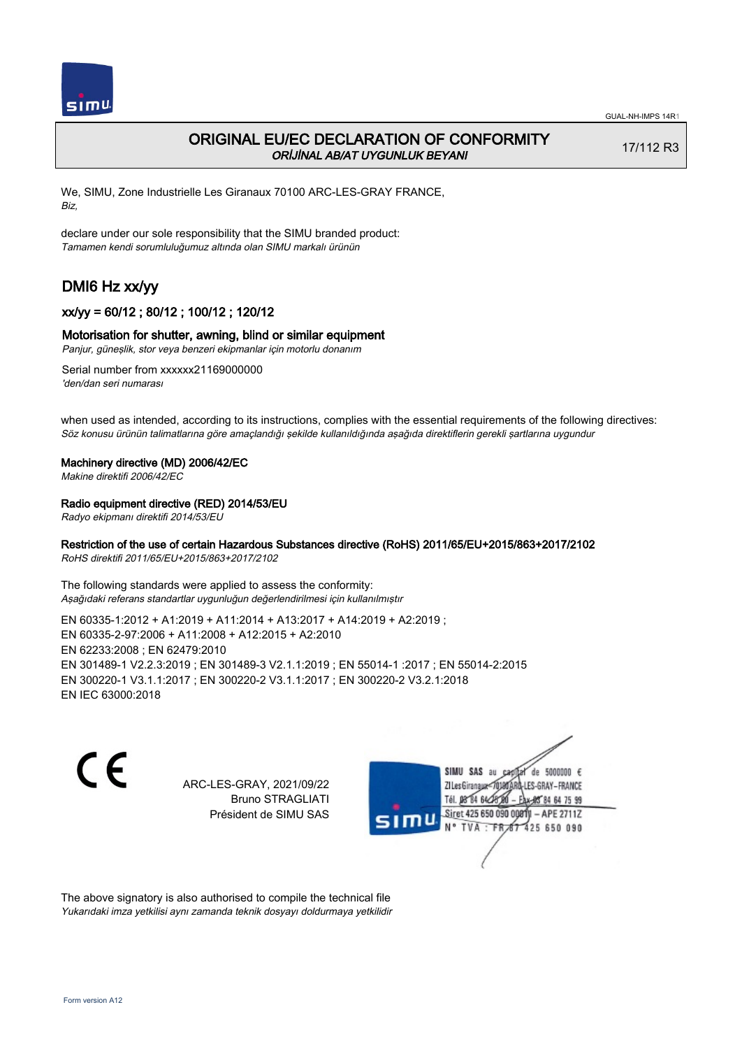# ORIGINAL EU/EC DECLARATION OF CONFORMITY

*ORİJİNAL AB/AT UYGUNLUK BEYANI*

17/112 R3

We, SIMU, Zone Industrielle Les Giranaux 70100 ARC-LES-GRAY FRANCE,
*Biz,*

declare under our sole responsibility that the SIMU branded product:
*Tamamen kendi sorumluluğumuz altında olan SIMU markalı ürünün*

## DMI6 Hz xx/yy

### xx/yy = 60/12 ; 80/12 ; 100/12 ; 120/12

### Motorisation for shutter, awning, blind or similar equipment

*Panjur, güneşlik, stor veya benzeri ekipmanlar için motorlu donanım*

Serial number from xxxxxx21169000000
*'den/dan seri numarası*

when used as intended, according to its instructions, complies with the essential requirements of the following directives:
*Söz konusu ürünün talimatlarına göre amaçlandığı şekilde kullanıldığında aşağıda direktiflerin gerekli şartlarına uygundur*

**Machinery directive (MD) 2006/42/EC**
*Makine direktifi 2006/42/EC*

**Radio equipment directive (RED) 2014/53/EU**
*Radyo ekipmanı direktifi 2014/53/EU*

**Restriction of the use of certain Hazardous Substances directive (RoHS) 2011/65/EU+2015/863+2017/2102**
*RoHS direktifi 2011/65/EU+2015/863+2017/2102*

The following standards were applied to assess the conformity:
*Aşağıdaki referans standartlar uygunluğun değerlendirilmesi için kullanılmıştır*

EN 60335-1:2012 + A1:2019 + A11:2014 + A13:2017 + A14:2019 + A2:2019 ;
EN 60335-2-97:2006 + A11:2008 + A12:2015 + A2:2010
EN 62233:2008 ; EN 62479:2010
EN 301489-1 V2.2.3:2019 ; EN 301489-3 V2.1.1:2019 ; EN 55014-1 :2017 ; EN 55014-2:2015
EN 300220-1 V3.1.1:2017 ; EN 300220-2 V3.1.1:2017 ; EN 300220-2 V3.2.1:2018
EN IEC 63000:2018

CE

ARC-LES-GRAY, 2021/09/22
Bruno STRAGLIATI
Président de SIMU SAS

SIMU SAS au capital de 5000000 €
ZI Les Giranaux 70100 ARC-LES-GRAY-FRANCE
Tél. 03 84 64 75 00 – Fax 03 84 64 75 99
Siret 425 650 090 00011 – APE 2711Z
N° TVA : FR 67 425 650 090

The above signatory is also authorised to compile the technical file
*Yukarıdaki imza yetkilisi aynı zamanda teknik dosyayı doldurmaya yetkilidir*